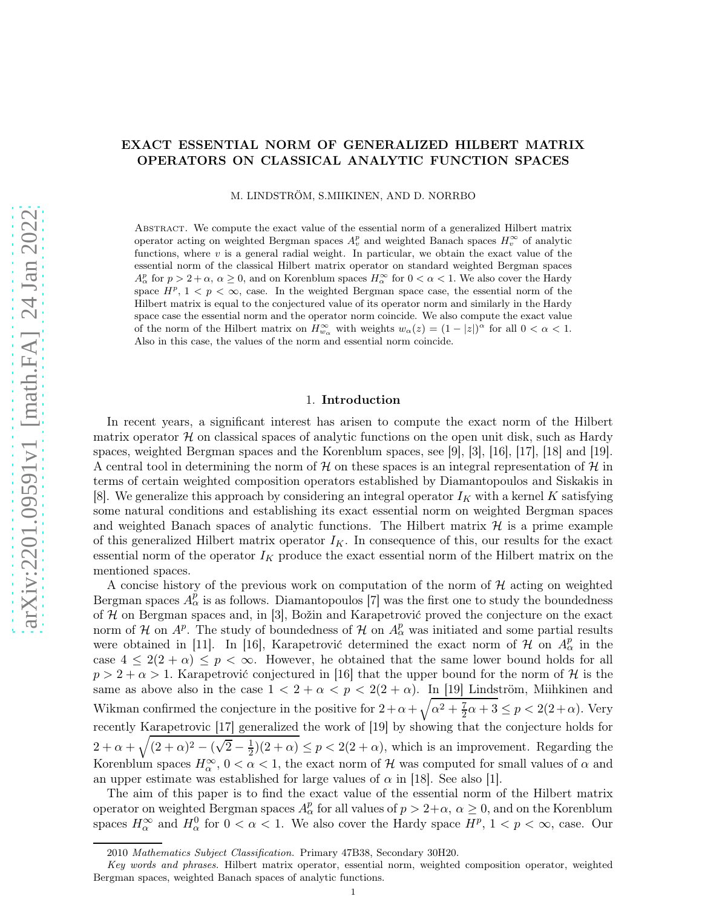# EXACT ESSENTIAL NORM OF GENERALIZED HILBERT MATRIX OPERATORS ON CLASSICAL ANALYTIC FUNCTION SPACES

M. LINDSTRÖM, S.MIIKINEN, AND D. NORRBO

Abstract. We compute the exact value of the essential norm of a generalized Hilbert matrix operator acting on weighted Bergman spaces $A^p_v$ and weighted Banach spaces $H^\infty_v$ of analytic functions, where $v$ is a general radial weight. In particular, we obtain the exact value of the essential norm of the classical Hilbert matrix operator on standard weighted Bergman spaces $A^p_\alpha$ for $p > 2+\alpha$, $\alpha \geq 0$, and on Korenblum spaces $H^\infty_\alpha$ for $0 < \alpha < 1$. We also cover the Hardy space $H^p$, $1 < p < \infty$, case. In the weighted Bergman space case, the essential norm of the Hilbert matrix is equal to the conjectured value of its operator norm and similarly in the Hardy space case the essential norm and the operator norm coincide. We also compute the exact value of the norm of the Hilbert matrix on $H^\infty_{w_\alpha}$ with weights $w_\alpha(z) = (1-|z|)^\alpha$ for all $0 < \alpha < 1$. Also in this case, the values of the norm and essential norm coincide.

## 1. Introduction

In recent years, a significant interest has arisen to compute the exact norm of the Hilbert matrix operator $\mathcal{H}$ on classical spaces of analytic functions on the open unit disk, such as Hardy spaces, weighted Bergman spaces and the Korenblum spaces, see [9], [3], [16], [17], [18] and [19]. A central tool in determining the norm of $\mathcal{H}$ on these spaces is an integral representation of $\mathcal{H}$ in terms of certain weighted composition operators established by Diamantopoulos and Siskakis in [8]. We generalize this approach by considering an integral operator $I_K$ with a kernel $K$ satisfying some natural conditions and establishing its exact essential norm on weighted Bergman spaces and weighted Banach spaces of analytic functions. The Hilbert matrix $\mathcal{H}$ is a prime example of this generalized Hilbert matrix operator $I_K$. In consequence of this, our results for the exact essential norm of the operator $I_K$ produce the exact essential norm of the Hilbert matrix on the mentioned spaces.

A concise history of the previous work on computation of the norm of $\mathcal{H}$ acting on weighted Bergman spaces $A^p_\alpha$ is as follows. Diamantopoulos [7] was the first one to study the boundedness of $\mathcal{H}$ on Bergman spaces and, in [3], Božin and Karapetrović proved the conjecture on the exact norm of $\mathcal{H}$ on $A^p$. The study of boundedness of $\mathcal{H}$ on $A^p_\alpha$ was initiated and some partial results were obtained in [11]. In [16], Karapetrović determined the exact norm of $\mathcal{H}$ on $A^p_\alpha$ in the case $4 \leq 2(2+\alpha) \leq p < \infty$. However, he obtained that the same lower bound holds for all $p > 2+\alpha > 1$. Karapetrović conjectured in [16] that the upper bound for the norm of $\mathcal{H}$ is the same as above also in the case $1 < 2+\alpha < p < 2(2+\alpha)$. In [19] Lindström, Miihkinen and Wikman confirmed the conjecture in the positive for $2+\alpha+\sqrt{\alpha^2+\frac{7}{2}\alpha+3} \leq p < 2(2+\alpha)$. Very recently Karapetrovic [17] generalized the work of [19] by showing that the conjecture holds for $2+\alpha+\sqrt{(2+\alpha)^2-(\sqrt{2}-\frac{1}{2})(2+\alpha)} \leq p < 2(2+\alpha)$, which is an improvement. Regarding the Korenblum spaces $H^\infty_\alpha$, $0 < \alpha < 1$, the exact norm of $\mathcal{H}$ was computed for small values of $\alpha$ and an upper estimate was established for large values of $\alpha$ in [18]. See also [1].

The aim of this paper is to find the exact value of the essential norm of the Hilbert matrix operator on weighted Bergman spaces $A^p_\alpha$ for all values of $p > 2+\alpha$, $\alpha \geq 0$, and on the Korenblum spaces $H^\infty_\alpha$ and $H^0_\alpha$ for $0 < \alpha < 1$. We also cover the Hardy space $H^p$, $1 < p < \infty$, case. Our

2010 *Mathematics Subject Classification.* Primary 47B38, Secondary 30H20.

*Key words and phrases.* Hilbert matrix operator, essential norm, weighted composition operator, weighted Bergman spaces, weighted Banach spaces of analytic functions.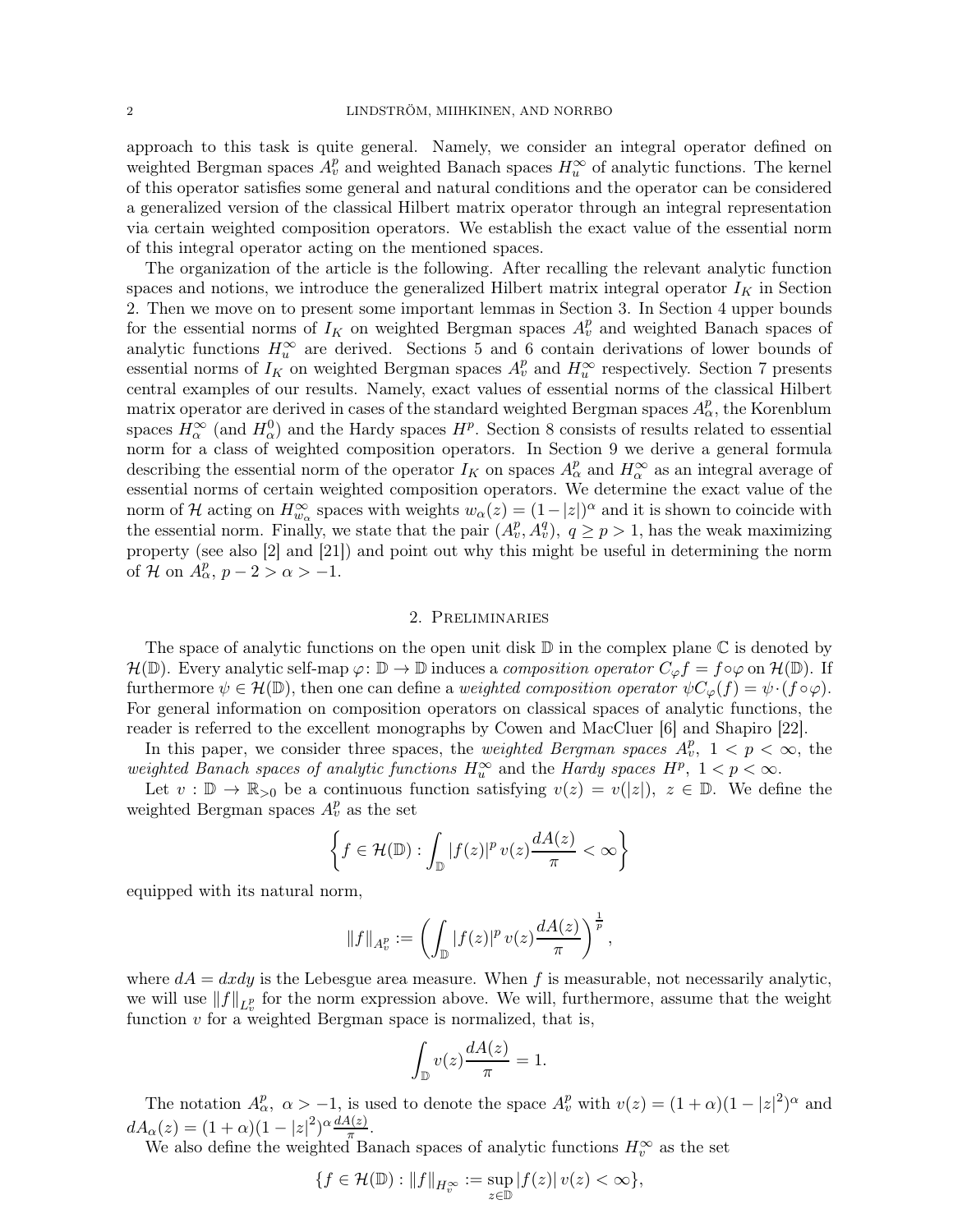approach to this task is quite general. Namely, we consider an integral operator defined on weighted Bergman spaces $A^p_v$ and weighted Banach spaces $H^\infty_u$ of analytic functions. The kernel of this operator satisfies some general and natural conditions and the operator can be considered a generalized version of the classical Hilbert matrix operator through an integral representation via certain weighted composition operators. We establish the exact value of the essential norm of this integral operator acting on the mentioned spaces.

The organization of the article is the following. After recalling the relevant analytic function spaces and notions, we introduce the generalized Hilbert matrix integral operator $I_K$ in Section 2. Then we move on to present some important lemmas in Section 3. In Section 4 upper bounds for the essential norms of $I_K$ on weighted Bergman spaces $A^p_v$ and weighted Banach spaces of analytic functions $H^\infty_u$ are derived. Sections 5 and 6 contain derivations of lower bounds of essential norms of $I_K$ on weighted Bergman spaces $A^p_v$ and $H^\infty_u$ respectively. Section 7 presents central examples of our results. Namely, exact values of essential norms of the classical Hilbert matrix operator are derived in cases of the standard weighted Bergman spaces $A^p_\alpha$, the Korenblum spaces $H^\infty_\alpha$ (and $H^0_\alpha$) and the Hardy spaces $H^p$. Section 8 consists of results related to essential norm for a class of weighted composition operators. In Section 9 we derive a general formula describing the essential norm of the operator $I_K$ on spaces $A^p_\alpha$ and $H^\infty_\alpha$ as an integral average of essential norms of certain weighted composition operators. We determine the exact value of the norm of $\mathcal{H}$ acting on $H^\infty_{w_\alpha}$ spaces with weights $w_\alpha(z) = (1-|z|)^\alpha$ and it is shown to coincide with the essential norm. Finally, we state that the pair $(A^p_v, A^q_v)$, $q \geq p > 1$, has the weak maximizing property (see also [2] and [21]) and point out why this might be useful in determining the norm of $\mathcal{H}$ on $A^p_\alpha$, $p - 2 > \alpha > -1$.

## 2. Preliminaries

The space of analytic functions on the open unit disk $\mathbb{D}$ in the complex plane $\mathbb{C}$ is denoted by $\mathcal{H}(\mathbb{D})$. Every analytic self-map $\varphi\colon \mathbb{D} \to \mathbb{D}$ induces a *composition operator* $C_\varphi f = f \circ \varphi$ on $\mathcal{H}(\mathbb{D})$. If furthermore $\psi \in \mathcal{H}(\mathbb{D})$, then one can define a *weighted composition operator* $\psi C_\varphi(f) = \psi \cdot (f \circ \varphi)$. For general information on composition operators on classical spaces of analytic functions, the reader is referred to the excellent monographs by Cowen and MacCluer [6] and Shapiro [22].

In this paper, we consider three spaces, the *weighted Bergman spaces* $A^p_v$, $1 < p < \infty$, the *weighted Banach spaces of analytic functions* $H^\infty_u$ and the *Hardy spaces* $H^p$, $1 < p < \infty$.

Let $v : \mathbb{D} \to \mathbb{R}_{>0}$ be a continuous function satisfying $v(z) = v(|z|)$, $z \in \mathbb{D}$. We define the weighted Bergman spaces $A^p_v$ as the set

$$\left\{ f \in \mathcal{H}(\mathbb{D}) : \int_{\mathbb{D}} |f(z)|^p \, v(z) \frac{dA(z)}{\pi} < \infty \right\}$$

equipped with its natural norm,

$$\|f\|_{A^p_v} := \left( \int_{\mathbb{D}} |f(z)|^p \, v(z) \frac{dA(z)}{\pi} \right)^{\frac{1}{p}},$$

where $dA = dxdy$ is the Lebesgue area measure. When $f$ is measurable, not necessarily analytic, we will use $\|f\|_{L^p_v}$ for the norm expression above. We will, furthermore, assume that the weight function $v$ for a weighted Bergman space is normalized, that is,

$$\int_{\mathbb{D}} v(z) \frac{dA(z)}{\pi} = 1.$$

The notation $A^p_\alpha$, $\alpha > -1$, is used to denote the space $A^p_v$ with $v(z) = (1+\alpha)(1-|z|^2)^\alpha$ and $dA_\alpha(z) = (1+\alpha)(1-|z|^2)^\alpha \frac{dA(z)}{\pi}$.

We also define the weighted Banach spaces of analytic functions $H^\infty_v$ as the set

$$\{ f \in \mathcal{H}(\mathbb{D}) : \|f\|_{H^\infty_v} := \sup_{z \in \mathbb{D}} |f(z)| \, v(z) < \infty \},$$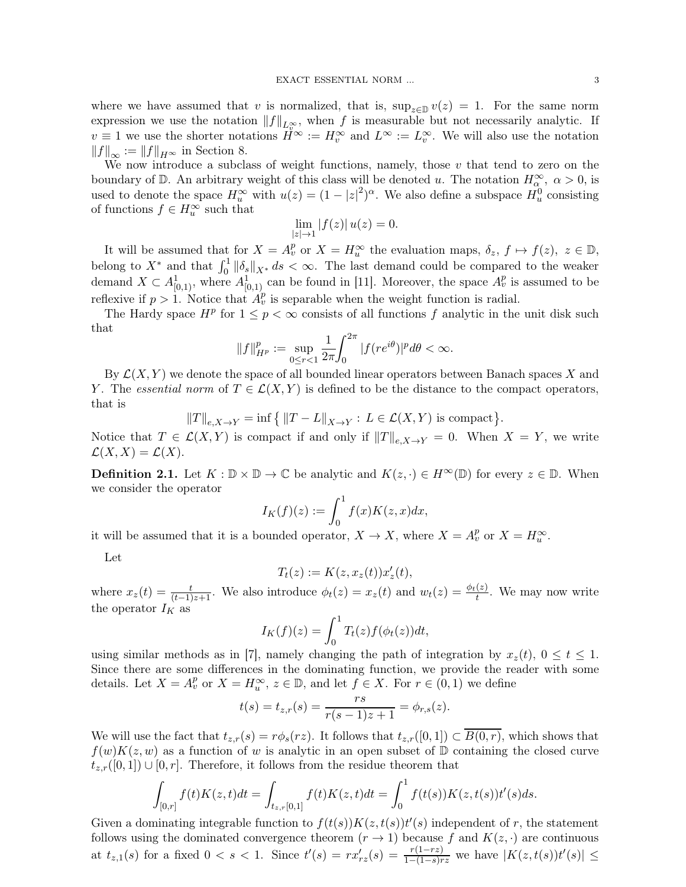where we have assumed that $v$ is normalized, that is, $\sup_{z\in\mathbb{D}} v(z) = 1$. For the same norm expression we use the notation $\|f\|_{L_v^\infty}$, when $f$ is measurable but not necessarily analytic. If $v \equiv 1$ we use the shorter notations $H^\infty := H_v^\infty$ and $L^\infty := L_v^\infty$. We will also use the notation $\|f\|_\infty := \|f\|_{H^\infty}$ in Section 8.

We now introduce a subclass of weight functions, namely, those $v$ that tend to zero on the boundary of $\mathbb{D}$. An arbitrary weight of this class will be denoted $u$. The notation $H_\alpha^\infty$, $\alpha > 0$, is used to denote the space $H_u^\infty$ with $u(z) = (1-|z|^2)^\alpha$. We also define a subspace $H_u^0$ consisting of functions $f \in H_u^\infty$ such that

$$\lim_{|z|\to 1} |f(z)|\, u(z) = 0.$$

It will be assumed that for $X = A_v^p$ or $X = H_u^\infty$ the evaluation maps, $\delta_z$, $f \mapsto f(z)$, $z \in \mathbb{D}$, belong to $X^*$ and that $\int_0^1 \|\delta_s\|_{X^*}\, ds < \infty$. The last demand could be compared to the weaker demand $X \subset A^1_{[0,1)}$, where $A^1_{[0,1)}$ can be found in [11]. Moreover, the space $A_v^p$ is assumed to be reflexive if $p > 1$. Notice that $A_v^p$ is separable when the weight function is radial.

The Hardy space $H^p$ for $1 \le p < \infty$ consists of all functions $f$ analytic in the unit disk such that

$$\|f\|_{H^p}^p := \sup_{0\le r<1} \frac{1}{2\pi}\int_0^{2\pi} |f(re^{i\theta})|^p d\theta < \infty.$$

By $\mathcal{L}(X, Y)$ we denote the space of all bounded linear operators between Banach spaces $X$ and $Y$. The *essential norm* of $T \in \mathcal{L}(X, Y)$ is defined to be the distance to the compact operators, that is

$$\|T\|_{e,X\to Y} = \inf\left\{ \|T - L\|_{X\to Y} : L \in \mathcal{L}(X, Y) \text{ is compact}\right\}.$$

Notice that $T \in \mathcal{L}(X, Y)$ is compact if and only if $\|T\|_{e,X\to Y} = 0$. When $X = Y$, we write $\mathcal{L}(X, X) = \mathcal{L}(X)$.

**Definition 2.1.** Let $K : \mathbb{D}\times\mathbb{D} \to \mathbb{C}$ be analytic and $K(z, \cdot) \in H^\infty(\mathbb{D})$ for every $z \in \mathbb{D}$. When we consider the operator

$$I_K(f)(z) := \int_0^1 f(x)K(z, x)dx,$$

it will be assumed that it is a bounded operator, $X \to X$, where $X = A_v^p$ or $X = H_u^\infty$.

Let

$$T_t(z) := K(z, x_z(t))x_z'(t),$$

where $x_z(t) = \frac{t}{(t-1)z+1}$. We also introduce $\phi_t(z) = x_z(t)$ and $w_t(z) = \frac{\phi_t(z)}{t}$. We may now write the operator $I_K$ as

$$I_K(f)(z) = \int_0^1 T_t(z)f(\phi_t(z))dt,$$

using similar methods as in [7], namely changing the path of integration by $x_z(t)$, $0 \le t \le 1$. Since there are some differences in the dominating function, we provide the reader with some details. Let $X = A_v^p$ or $X = H_u^\infty$, $z \in \mathbb{D}$, and let $f \in X$. For $r \in (0, 1)$ we define

$$t(s) = t_{z,r}(s) = \frac{rs}{r(s-1)z+1} = \phi_{r,s}(z).$$

We will use the fact that $t_{z,r}(s) = r\phi_s(rz)$. It follows that $t_{z,r}([0, 1]) \subset \overline{B(0, r)}$, which shows that $f(w)K(z, w)$ as a function of $w$ is analytic in an open subset of $\mathbb{D}$ containing the closed curve $t_{z,r}([0, 1]) \cup [0, r]$. Therefore, it follows from the residue theorem that

$$\int_{[0,r]} f(t)K(z, t)dt = \int_{t_{z,r}[0,1]} f(t)K(z, t)dt = \int_0^1 f(t(s))K(z, t(s))t'(s)ds.$$

Given a dominating integrable function to $f(t(s))K(z, t(s))t'(s)$ independent of $r$, the statement follows using the dominated convergence theorem ($r \to 1$) because $f$ and $K(z, \cdot)$ are continuous at $t_{z,1}(s)$ for a fixed $0 < s < 1$. Since $t'(s) = rx_{rz}'(s) = \frac{r(1-rz)}{1-(1-s)rz}$ we have $|K(z, t(s))t'(s)| \le$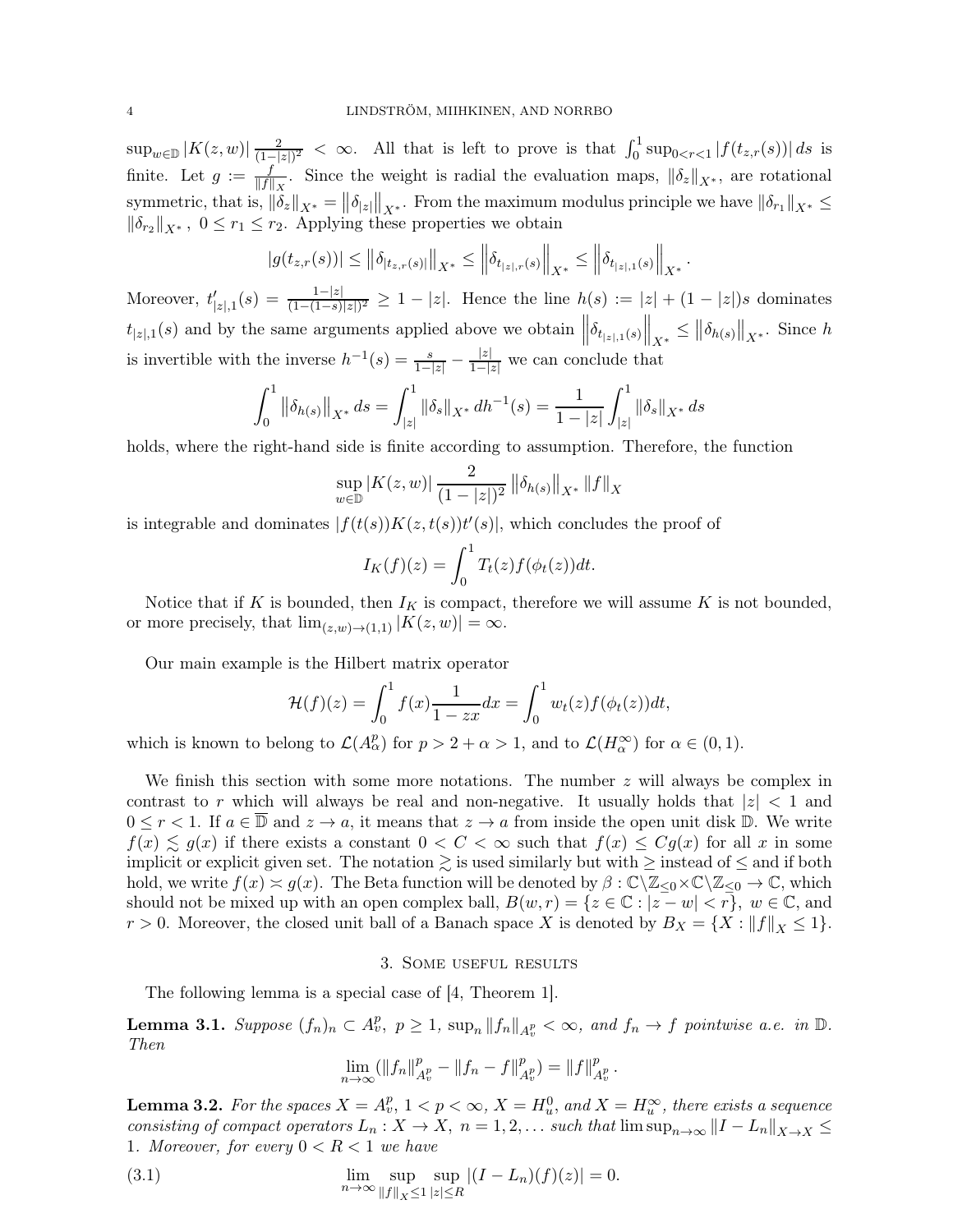$\sup_{w\in\mathbb{D}} |K(z,w)| \frac{2}{(1-|z|)^2} < \infty$. All that is left to prove is that $\int_0^1 \sup_{0<r<1} |f(t_{z,r}(s))|\, ds$ is finite. Let $g := \frac{f}{\|f\|_X}$. Since the weight is radial the evaluation maps, $\|\delta_z\|_{X^*}$, are rotational symmetric, that is, $\|\delta_z\|_{X^*} = \|\delta_{|z|}\|_{X^*}$. From the maximum modulus principle we have $\|\delta_{r_1}\|_{X^*} \leq \|\delta_{r_2}\|_{X^*}$, $0 \leq r_1 \leq r_2$. Applying these properties we obtain

$$|g(t_{z,r}(s))| \leq \left\|\delta_{|t_{z,r}(s)|}\right\|_{X^*} \leq \left\|\delta_{t_{|z|,r}(s)}\right\|_{X^*} \leq \left\|\delta_{t_{|z|,1}(s)}\right\|_{X^*}.$$

Moreover, $t'_{|z|,1}(s) = \frac{1-|z|}{(1-(1-s)|z|)^2} \geq 1-|z|$. Hence the line $h(s) := |z| + (1-|z|)s$ dominates $t_{|z|,1}(s)$ and by the same arguments applied above we obtain $\left\|\delta_{t_{|z|,1}(s)}\right\|_{X^*} \leq \left\|\delta_{h(s)}\right\|_{X^*}$. Since $h$ is invertible with the inverse $h^{-1}(s) = \frac{s}{1-|z|} - \frac{|z|}{1-|z|}$ we can conclude that

$$\int_0^1 \left\|\delta_{h(s)}\right\|_{X^*} ds = \int_{|z|}^1 \|\delta_s\|_{X^*}\, dh^{-1}(s) = \frac{1}{1-|z|}\int_{|z|}^1 \|\delta_s\|_{X^*}\, ds$$

holds, where the right-hand side is finite according to assumption. Therefore, the function

$$\sup_{w\in\mathbb{D}} |K(z,w)| \frac{2}{(1-|z|)^2} \left\|\delta_{h(s)}\right\|_{X^*} \|f\|_X$$

is integrable and dominates $|f(t(s))K(z,t(s))t'(s)|$, which concludes the proof of

$$I_K(f)(z) = \int_0^1 T_t(z) f(\phi_t(z)) dt.$$

Notice that if $K$ is bounded, then $I_K$ is compact, therefore we will assume $K$ is not bounded, or more precisely, that $\lim_{(z,w)\to(1,1)} |K(z,w)| = \infty$.

Our main example is the Hilbert matrix operator

$$\mathcal{H}(f)(z) = \int_0^1 f(x)\frac{1}{1-zx}dx = \int_0^1 w_t(z) f(\phi_t(z))dt,$$

which is known to belong to $\mathcal{L}(A^p_\alpha)$ for $p > 2+\alpha > 1$, and to $\mathcal{L}(H^\infty_\alpha)$ for $\alpha \in (0,1)$.

We finish this section with some more notations. The number $z$ will always be complex in contrast to $r$ which will always be real and non-negative. It usually holds that $|z| < 1$ and $0 \leq r < 1$. If $a \in \overline{\mathbb{D}}$ and $z \to a$, it means that $z \to a$ from inside the open unit disk $\mathbb{D}$. We write $f(x) \lesssim g(x)$ if there exists a constant $0 < C < \infty$ such that $f(x) \leq Cg(x)$ for all $x$ in some implicit or explicit given set. The notation $\gtrsim$ is used similarly but with $\geq$ instead of $\leq$ and if both hold, we write $f(x) \asymp g(x)$. The Beta function will be denoted by $\beta : \mathbb{C}\backslash\mathbb{Z}_{\leq 0} \times \mathbb{C}\backslash\mathbb{Z}_{\leq 0} \to \mathbb{C}$, which should not be mixed up with an open complex ball, $B(w,r) = \{z \in \mathbb{C} : |z-w| < r\}$, $w \in \mathbb{C}$, and $r > 0$. Moreover, the closed unit ball of a Banach space $X$ is denoted by $B_X = \{X : \|f\|_X \leq 1\}$.

## 3. Some useful results

The following lemma is a special case of [4, Theorem 1].

**Lemma 3.1.** *Suppose $(f_n)_n \subset A^p_v$, $p \geq 1$, $\sup_n \|f_n\|_{A^p_v} < \infty$, and $f_n \to f$ pointwise a.e. in $\mathbb{D}$. Then*

$$\lim_{n\to\infty} (\|f_n\|^p_{A^p_v} - \|f_n - f\|^p_{A^p_v}) = \|f\|^p_{A^p_v}.$$

**Lemma 3.2.** *For the spaces $X = A^p_v$, $1 < p < \infty$, $X = H^0_u$, and $X = H^\infty_u$, there exists a sequence consisting of compact operators $L_n : X \to X$, $n = 1, 2, \ldots$ such that $\limsup_{n\to\infty} \|I - L_n\|_{X\to X} \leq 1$. Moreover, for every $0 < R < 1$ we have*

$$\lim_{n\to\infty} \sup_{\|f\|_X \leq 1} \sup_{|z|\leq R} |(I - L_n)(f)(z)| = 0. \tag{3.1}$$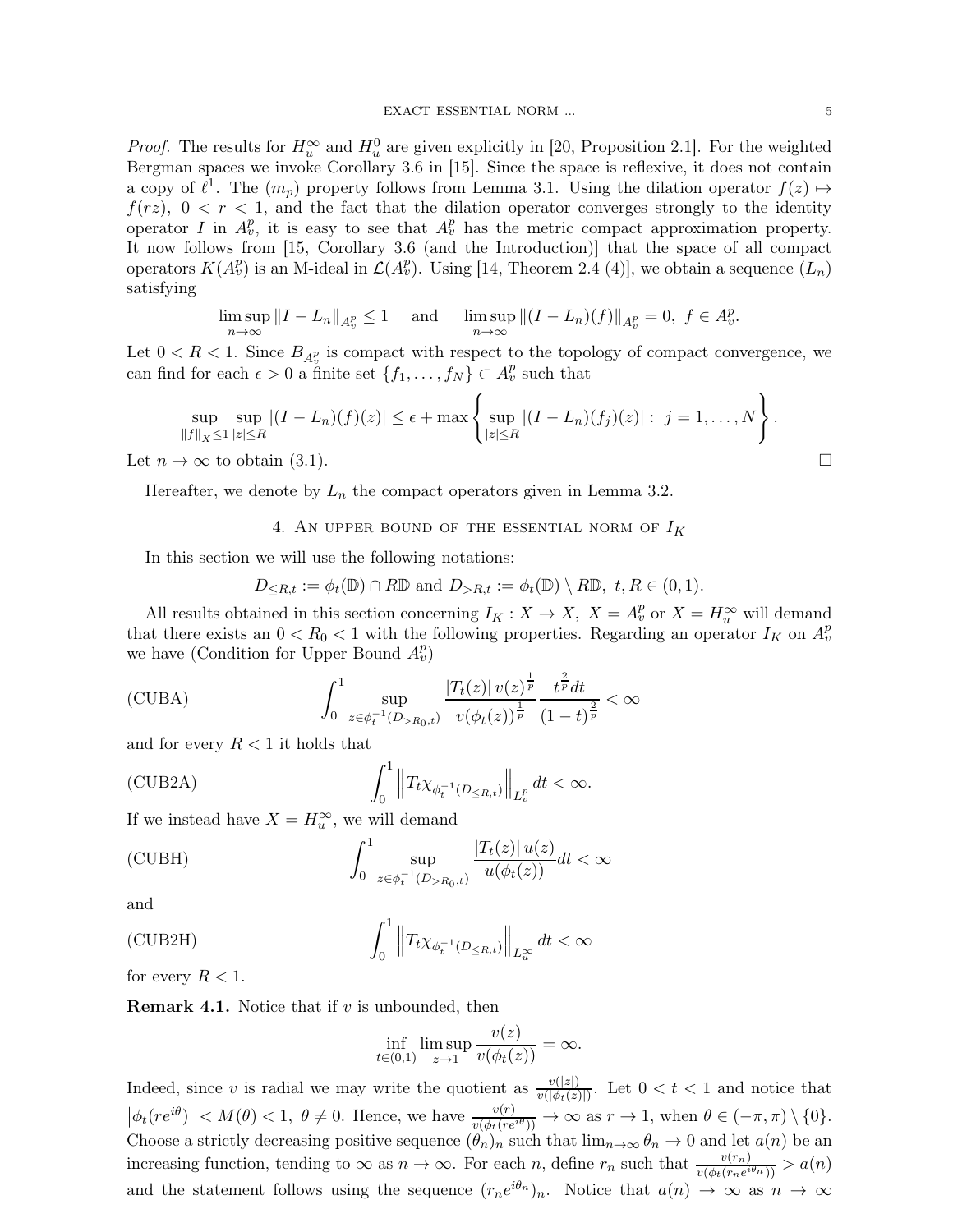*Proof.* The results for $H_u^\infty$ and $H_u^0$ are given explicitly in [20, Proposition 2.1]. For the weighted Bergman spaces we invoke Corollary 3.6 in [15]. Since the space is reflexive, it does not contain a copy of $\ell^1$. The $(m_p)$ property follows from Lemma 3.1. Using the dilation operator $f(z) \mapsto f(rz)$, $0 < r < 1$, and the fact that the dilation operator converges strongly to the identity operator $I$ in $A_v^p$, it is easy to see that $A_v^p$ has the metric compact approximation property. It now follows from [15, Corollary 3.6 (and the Introduction)] that the space of all compact operators $K(A_v^p)$ is an M-ideal in $\mathcal{L}(A_v^p)$. Using [14, Theorem 2.4 (4)], we obtain a sequence $(L_n)$ satisfying

$$\limsup_{n\to\infty} \|I - L_n\|_{A_v^p} \leq 1 \quad \text{and} \quad \limsup_{n\to\infty} \|(I - L_n)(f)\|_{A_v^p} = 0,\ f \in A_v^p.$$

Let $0 < R < 1$. Since $B_{A_v^p}$ is compact with respect to the topology of compact convergence, we can find for each $\epsilon > 0$ a finite set $\{f_1, \ldots, f_N\} \subset A_v^p$ such that

$$\sup_{\|f\|_X \leq 1} \sup_{|z| \leq R} |(I - L_n)(f)(z)| \leq \epsilon + \max\left\{ \sup_{|z|\leq R} |(I - L_n)(f_j)(z)| : \ j = 1, \ldots, N \right\}.$$

Let $n \to \infty$ to obtain (3.1). $\square$

Hereafter, we denote by $L_n$ the compact operators given in Lemma 3.2.

## 4. An upper bound of the essential norm of $I_K$

In this section we will use the following notations:

$$D_{\leq R,t} := \phi_t(\mathbb{D}) \cap \overline{R\mathbb{D}} \text{ and } D_{>R,t} := \phi_t(\mathbb{D}) \setminus \overline{R\mathbb{D}},\ t, R \in (0,1).$$

All results obtained in this section concerning $I_K : X \to X$, $X = A_v^p$ or $X = H_u^\infty$ will demand that there exists an $0 < R_0 < 1$ with the following properties. Regarding an operator $I_K$ on $A_v^p$ we have (Condition for Upper Bound $A_v^p$)

$$\text{(CUBA)} \qquad \int_0^1 \sup_{z \in \phi_t^{-1}(D_{>R_0,t})} \frac{|T_t(z)|\, v(z)^{\frac{1}{p}}}{v(\phi_t(z))^{\frac{1}{p}}} \frac{t^{\frac{2}{p}} dt}{(1-t)^{\frac{2}{p}}} < \infty$$

and for every $R < 1$ it holds that

$$\text{(CUB2A)} \qquad \int_0^1 \left\| T_t \chi_{\phi_t^{-1}(D_{\leq R,t})} \right\|_{L_v^p} dt < \infty.$$

If we instead have $X = H_u^\infty$, we will demand

$$\text{(CUBH)} \qquad \int_0^1 \sup_{z \in \phi_t^{-1}(D_{>R_0,t})} \frac{|T_t(z)|\, u(z)}{u(\phi_t(z))} dt < \infty$$

and

$$\text{(CUB2H)} \qquad \int_0^1 \left\| T_t \chi_{\phi_t^{-1}(D_{\leq R,t})} \right\|_{L_u^\infty} dt < \infty$$

for every $R < 1$.

**Remark 4.1.** Notice that if $v$ is unbounded, then

$$\inf_{t\in(0,1)} \limsup_{z\to 1} \frac{v(z)}{v(\phi_t(z))} = \infty.$$

Indeed, since $v$ is radial we may write the quotient as $\frac{v(|z|)}{v(|\phi_t(z)|)}$. Let $0 < t < 1$ and notice that $\left|\phi_t(re^{i\theta})\right| < M(\theta) < 1$, $\theta \neq 0$. Hence, we have $\frac{v(r)}{v(\phi_t(re^{i\theta}))} \to \infty$ as $r \to 1$, when $\theta \in (-\pi, \pi) \setminus \{0\}$. Choose a strictly decreasing positive sequence $(\theta_n)_n$ such that $\lim_{n\to\infty} \theta_n \to 0$ and let $a(n)$ be an increasing function, tending to $\infty$ as $n \to \infty$. For each $n$, define $r_n$ such that $\frac{v(r_n)}{v(\phi_t(r_n e^{i\theta_n}))} > a(n)$ and the statement follows using the sequence $(r_n e^{i\theta_n})_n$. Notice that $a(n) \to \infty$ as $n \to \infty$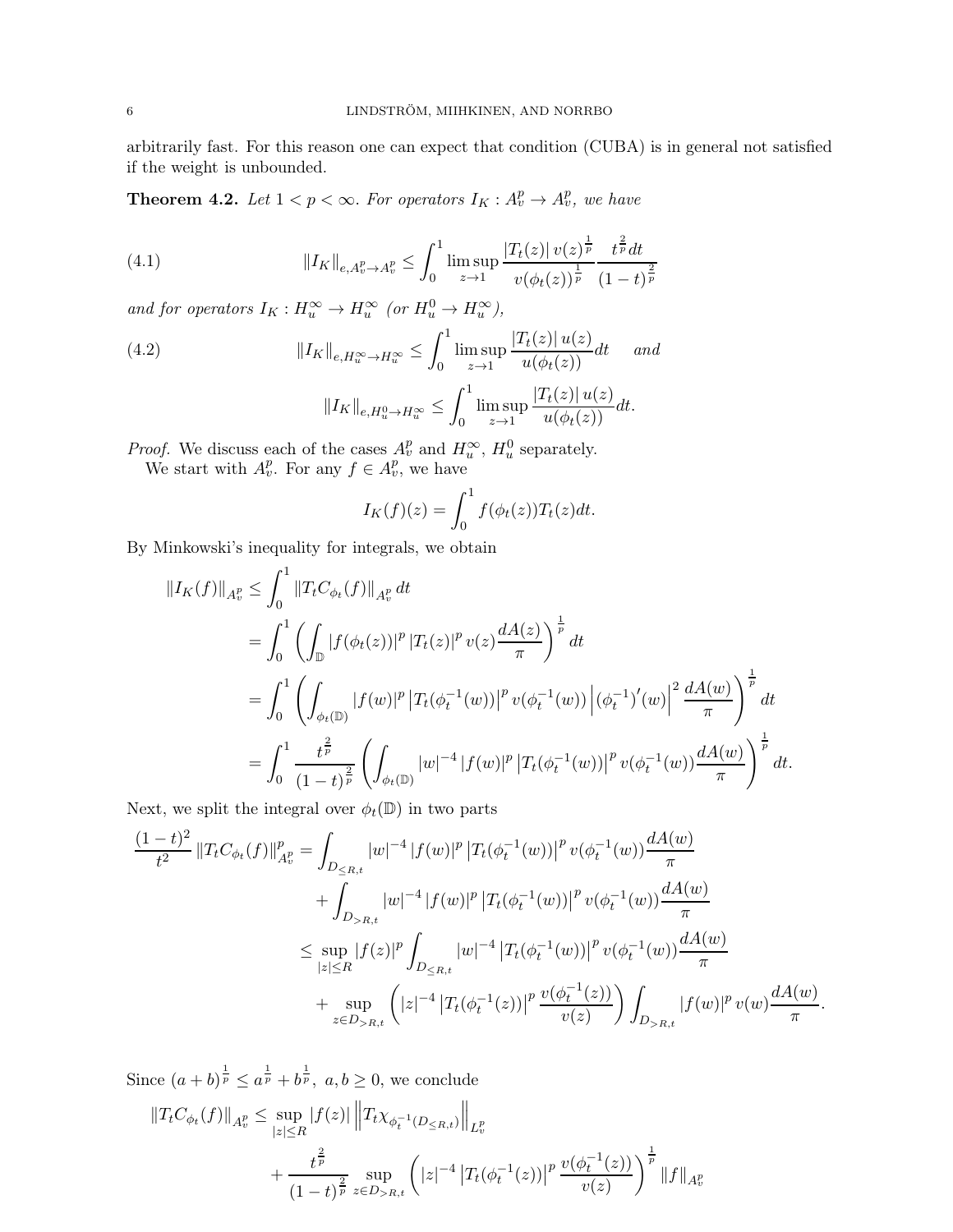arbitrarily fast. For this reason one can expect that condition (CUBA) is in general not satisfied if the weight is unbounded.

**Theorem 4.2.** *Let $1 < p < \infty$. For operators $I_K : A^p_v \to A^p_v$, we have*

$$\|I_K\|_{e,A^p_v \to A^p_v} \le \int_0^1 \limsup_{z\to 1} \frac{|T_t(z)|\, v(z)^{\frac{1}{p}}}{v(\phi_t(z))^{\frac{1}{p}}} \frac{t^{\frac{2}{p}} dt}{(1-t)^{\frac{2}{p}}} \tag{4.1}$$

*and for operators $I_K : H^\infty_u \to H^\infty_u$ (or $H^0_u \to H^\infty_u$),*

$$\|I_K\|_{e,H^\infty_u \to H^\infty_u} \le \int_0^1 \limsup_{z\to 1} \frac{|T_t(z)|\, u(z)}{u(\phi_t(z))} dt \quad \text{and} \tag{4.2}$$

$$\|I_K\|_{e,H^0_u \to H^\infty_u} \le \int_0^1 \limsup_{z\to 1} \frac{|T_t(z)|\, u(z)}{u(\phi_t(z))} dt.$$

*Proof.* We discuss each of the cases $A^p_v$ and $H^\infty_u$, $H^0_u$ separately.

We start with $A^p_v$. For any $f \in A^p_v$, we have

$$I_K(f)(z) = \int_0^1 f(\phi_t(z)) T_t(z) dt.$$

By Minkowski's inequality for integrals, we obtain

$$\begin{aligned}
\|I_K(f)\|_{A^p_v} &\le \int_0^1 \|T_t C_{\phi_t}(f)\|_{A^p_v} dt \\
&= \int_0^1 \left( \int_{\mathbb{D}} |f(\phi_t(z))|^p |T_t(z)|^p v(z) \frac{dA(z)}{\pi} \right)^{\frac{1}{p}} dt \\
&= \int_0^1 \left( \int_{\phi_t(\mathbb{D})} |f(w)|^p \left|T_t(\phi_t^{-1}(w))\right|^p v(\phi_t^{-1}(w)) \left|(\phi_t^{-1})'(w)\right|^2 \frac{dA(w)}{\pi} \right)^{\frac{1}{p}} dt \\
&= \int_0^1 \frac{t^{\frac{2}{p}}}{(1-t)^{\frac{2}{p}}} \left( \int_{\phi_t(\mathbb{D})} |w|^{-4} |f(w)|^p \left|T_t(\phi_t^{-1}(w))\right|^p v(\phi_t^{-1}(w)) \frac{dA(w)}{\pi} \right)^{\frac{1}{p}} dt.
\end{aligned}$$

Next, we split the integral over $\phi_t(\mathbb{D})$ in two parts

$$\begin{aligned}
\frac{(1-t)^2}{t^2} \|T_t C_{\phi_t}(f)\|^p_{A^p_v} &= \int_{D_{\le R,t}} |w|^{-4} |f(w)|^p \left|T_t(\phi_t^{-1}(w))\right|^p v(\phi_t^{-1}(w)) \frac{dA(w)}{\pi} \\
&\quad + \int_{D_{>R,t}} |w|^{-4} |f(w)|^p \left|T_t(\phi_t^{-1}(w))\right|^p v(\phi_t^{-1}(w)) \frac{dA(w)}{\pi} \\
&\le \sup_{|z|\le R} |f(z)|^p \int_{D_{\le R,t}} |w|^{-4} \left|T_t(\phi_t^{-1}(w))\right|^p v(\phi_t^{-1}(w)) \frac{dA(w)}{\pi} \\
&\quad + \sup_{z \in D_{>R,t}} \left( |z|^{-4} \left|T_t(\phi_t^{-1}(z))\right|^p \frac{v(\phi_t^{-1}(z))}{v(z)} \right) \int_{D_{>R,t}} |f(w)|^p v(w) \frac{dA(w)}{\pi}.
\end{aligned}$$

Since $(a+b)^{\frac{1}{p}} \le a^{\frac{1}{p}} + b^{\frac{1}{p}}$, $a, b \ge 0$, we conclude

$$\begin{aligned}
\|T_t C_{\phi_t}(f)\|_{A^p_v} &\le \sup_{|z|\le R} |f(z)| \left\| T_t \chi_{\phi_t^{-1}(D_{\le R,t})} \right\|_{L^p_v} \\
&\quad + \frac{t^{\frac{2}{p}}}{(1-t)^{\frac{2}{p}}} \sup_{z \in D_{>R,t}} \left( |z|^{-4} \left|T_t(\phi_t^{-1}(z))\right|^p \frac{v(\phi_t^{-1}(z))}{v(z)} \right)^{\frac{1}{p}} \|f\|_{A^p_v}
\end{aligned}$$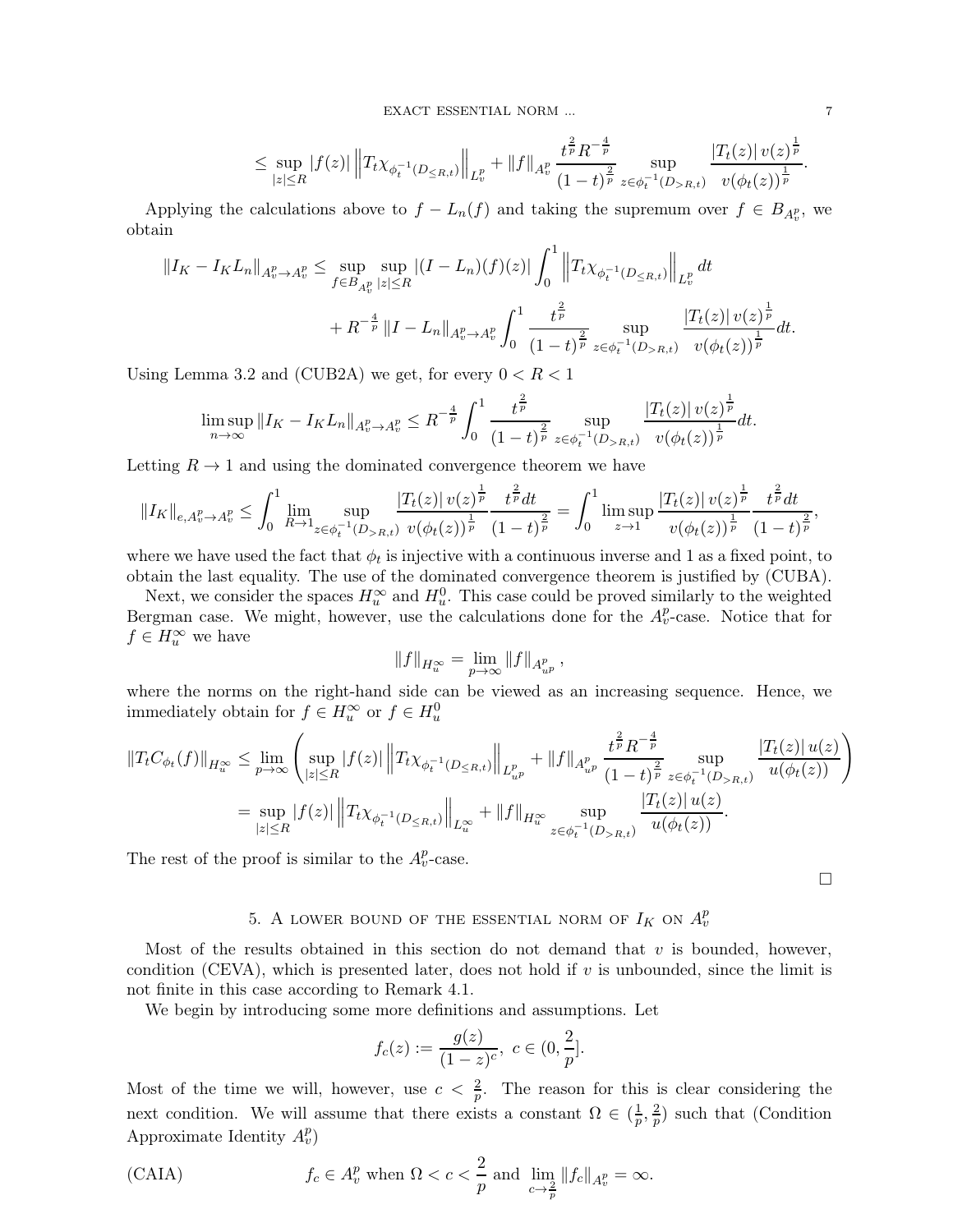$$\leq \sup_{|z|\leq R} |f(z)| \left\| T_t \chi_{\phi_t^{-1}(D_{\leq R,t})} \right\|_{L^p_v} + \|f\|_{A^p_v} \frac{t^{\frac{2}{p}} R^{-\frac{4}{p}}}{(1-t)^{\frac{2}{p}}} \sup_{z \in \phi_t^{-1}(D_{>R,t})} \frac{|T_t(z)|\, v(z)^{\frac{1}{p}}}{v(\phi_t(z))^{\frac{1}{p}}}.$$

Applying the calculations above to $f - L_n(f)$ and taking the supremum over $f \in B_{A^p_v}$, we obtain

$$\|I_K - I_K L_n\|_{A^p_v \to A^p_v} \leq \sup_{f \in B_{A^p_v}} \sup_{|z|\leq R} |(I - L_n)(f)(z)| \int_0^1 \left\| T_t \chi_{\phi_t^{-1}(D_{\leq R,t})} \right\|_{L^p_v} dt$$

$$+ R^{-\frac{4}{p}} \|I - L_n\|_{A^p_v \to A^p_v} \int_0^1 \frac{t^{\frac{2}{p}}}{(1-t)^{\frac{2}{p}}} \sup_{z \in \phi_t^{-1}(D_{>R,t})} \frac{|T_t(z)|\, v(z)^{\frac{1}{p}}}{v(\phi_t(z))^{\frac{1}{p}}} dt.$$

Using Lemma 3.2 and (CUB2A) we get, for every $0 < R < 1$

$$\limsup_{n\to\infty} \|I_K - I_K L_n\|_{A^p_v \to A^p_v} \leq R^{-\frac{4}{p}} \int_0^1 \frac{t^{\frac{2}{p}}}{(1-t)^{\frac{2}{p}}} \sup_{z \in \phi_t^{-1}(D_{>R,t})} \frac{|T_t(z)|\, v(z)^{\frac{1}{p}}}{v(\phi_t(z))^{\frac{1}{p}}} dt.$$

Letting $R \to 1$ and using the dominated convergence theorem we have

$$\|I_K\|_{e, A^p_v \to A^p_v} \leq \int_0^1 \lim_{R\to 1} \sup_{z \in \phi_t^{-1}(D_{>R,t})} \frac{|T_t(z)|\, v(z)^{\frac{1}{p}}}{v(\phi_t(z))^{\frac{1}{p}}} \frac{t^{\frac{2}{p}} dt}{(1-t)^{\frac{2}{p}}} = \int_0^1 \limsup_{z\to 1} \frac{|T_t(z)|\, v(z)^{\frac{1}{p}}}{v(\phi_t(z))^{\frac{1}{p}}} \frac{t^{\frac{2}{p}} dt}{(1-t)^{\frac{2}{p}}},$$

where we have used the fact that $\phi_t$ is injective with a continuous inverse and 1 as a fixed point, to obtain the last equality. The use of the dominated convergence theorem is justified by (CUBA).

Next, we consider the spaces $H^\infty_u$ and $H^0_u$. This case could be proved similarly to the weighted Bergman case. We might, however, use the calculations done for the $A^p_v$-case. Notice that for $f \in H^\infty_u$ we have

$$\|f\|_{H^\infty_u} = \lim_{p\to\infty} \|f\|_{A^p_{u^p}},$$

where the norms on the right-hand side can be viewed as an increasing sequence. Hence, we immediately obtain for $f \in H^\infty_u$ or $f \in H^0_u$

$$\|T_t C_{\phi_t}(f)\|_{H^\infty_u} \leq \lim_{p\to\infty} \left( \sup_{|z|\leq R} |f(z)| \left\| T_t \chi_{\phi_t^{-1}(D_{\leq R,t})} \right\|_{L^p_{u^p}} + \|f\|_{A^p_{u^p}} \frac{t^{\frac{2}{p}} R^{-\frac{4}{p}}}{(1-t)^{\frac{2}{p}}} \sup_{z \in \phi_t^{-1}(D_{>R,t})} \frac{|T_t(z)|\, u(z)}{u(\phi_t(z))} \right)$$

$$= \sup_{|z|\leq R} |f(z)| \left\| T_t \chi_{\phi_t^{-1}(D_{\leq R,t})} \right\|_{L^\infty_u} + \|f\|_{H^\infty_u} \sup_{z \in \phi_t^{-1}(D_{>R,t})} \frac{|T_t(z)|\, u(z)}{u(\phi_t(z))}.$$

The rest of the proof is similar to the $A^p_v$-case.

□

## 5. A lower bound of the essential norm of $I_K$ on $A^p_v$

Most of the results obtained in this section do not demand that $v$ is bounded, however, condition (CEVA), which is presented later, does not hold if $v$ is unbounded, since the limit is not finite in this case according to Remark 4.1.

We begin by introducing some more definitions and assumptions. Let

$$f_c(z) := \frac{g(z)}{(1-z)^c},\ c \in (0, \frac{2}{p}].$$

Most of the time we will, however, use $c < \frac{2}{p}$. The reason for this is clear considering the next condition. We will assume that there exists a constant $\Omega \in (\frac{1}{p}, \frac{2}{p})$ such that (Condition Approximate Identity $A^p_v$)

$$\text{(CAIA)} \qquad f_c \in A^p_v \text{ when } \Omega < c < \frac{2}{p} \text{ and } \lim_{c\to\frac{2}{p}} \|f_c\|_{A^p_v} = \infty.$$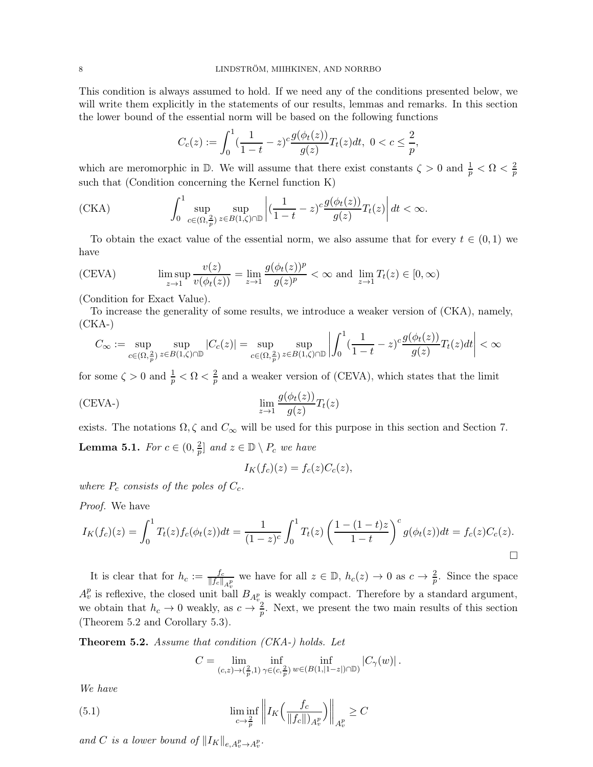This condition is always assumed to hold. If we need any of the conditions presented below, we will write them explicitly in the statements of our results, lemmas and remarks. In this section the lower bound of the essential norm will be based on the following functions

$$C_c(z) := \int_0^1 (\frac{1}{1-t} - z)^c \frac{g(\phi_t(z))}{g(z)} T_t(z) dt,\ 0 < c \leq \frac{2}{p},$$

which are meromorphic in $\mathbb{D}$. We will assume that there exist constants $\zeta > 0$ and $\frac{1}{p} < \Omega < \frac{2}{p}$ such that (Condition concerning the Kernel function K)

$$\text{(CKA)} \qquad \int_0^1 \sup_{c \in (\Omega, \frac{2}{p})} \sup_{z \in B(1,\zeta) \cap \mathbb{D}} \left| (\frac{1}{1-t} - z)^c \frac{g(\phi_t(z))}{g(z)} T_t(z) \right| dt < \infty.$$

To obtain the exact value of the essential norm, we also assume that for every $t \in (0,1)$ we have

$$\text{(CEVA)} \qquad \limsup_{z \to 1} \frac{v(z)}{v(\phi_t(z))} = \lim_{z \to 1} \frac{g(\phi_t(z))^p}{g(z)^p} < \infty \text{ and } \lim_{z \to 1} T_t(z) \in [0, \infty)$$

(Condition for Exact Value).

To increase the generality of some results, we introduce a weaker version of (CKA), namely, (CKA-)

$$C_\infty := \sup_{c \in (\Omega, \frac{2}{p})} \sup_{z \in B(1,\zeta) \cap \mathbb{D}} |C_c(z)| = \sup_{c \in (\Omega, \frac{2}{p})} \sup_{z \in B(1,\zeta) \cap \mathbb{D}} \left| \int_0^1 (\frac{1}{1-t} - z)^c \frac{g(\phi_t(z))}{g(z)} T_t(z) dt \right| < \infty$$

for some $\zeta > 0$ and $\frac{1}{p} < \Omega < \frac{2}{p}$ and a weaker version of (CEVA), which states that the limit

$$\text{(CEVA-)} \qquad \lim_{z \to 1} \frac{g(\phi_t(z))}{g(z)} T_t(z)$$

exists. The notations $\Omega, \zeta$ and $C_\infty$ will be used for this purpose in this section and Section 7.

**Lemma 5.1.** *For $c \in (0, \frac{2}{p}]$ and $z \in \mathbb{D} \setminus P_c$ we have*

$$I_K(f_c)(z) = f_c(z) C_c(z),$$

*where $P_c$ consists of the poles of $C_c$.*

*Proof.* We have

$$I_K(f_c)(z) = \int_0^1 T_t(z) f_c(\phi_t(z)) dt = \frac{1}{(1-z)^c} \int_0^1 T_t(z) \left( \frac{1-(1-t)z}{1-t} \right)^c g(\phi_t(z)) dt = f_c(z) C_c(z).$$

$\square$

It is clear that for $h_c := \frac{f_c}{\|f_c\|_{A^p_v}}$ we have for all $z \in \mathbb{D}$, $h_c(z) \to 0$ as $c \to \frac{2}{p}$. Since the space $A^p_v$ is reflexive, the closed unit ball $B_{A^p_v}$ is weakly compact. Therefore by a standard argument, we obtain that $h_c \to 0$ weakly, as $c \to \frac{2}{p}$. Next, we present the two main results of this section (Theorem 5.2 and Corollary 5.3).

**Theorem 5.2.** *Assume that condition (CKA-) holds. Let*

$$C = \lim_{(c,z) \to (\frac{2}{p}, 1)} \inf_{\gamma \in (c, \frac{2}{p})} \inf_{w \in (B(1, |1-z|) \cap \mathbb{D})} |C_\gamma(w)|.$$

*We have*

$$\liminf_{c \to \frac{2}{p}} \left\| I_K \Big( \frac{f_c}{\|f_c\|)_{A^p_v}} \Big) \right\|_{A^p_v} \geq C \tag{5.1}$$

*and $C$ is a lower bound of $\|I_K\|_{e, A^p_v \to A^p_v}$.*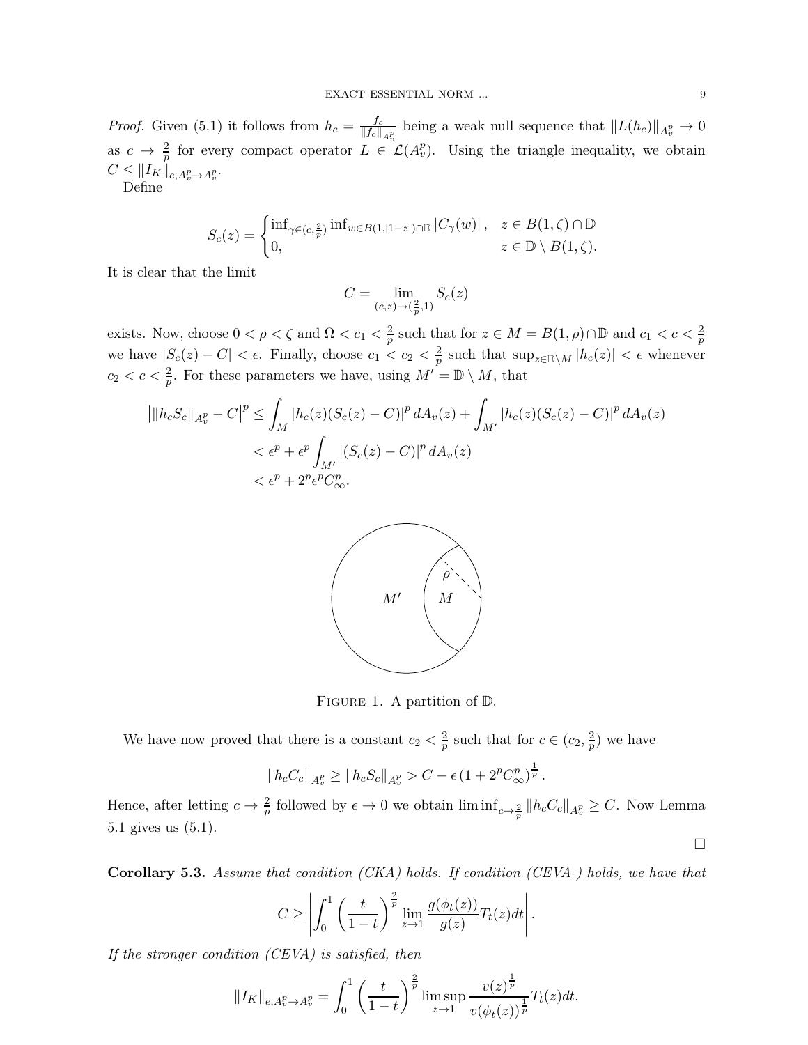*Proof.* Given (5.1) it follows from $h_c = \frac{f_c}{\|f_c\|_{A^p_v}}$ being a weak null sequence that $\|L(h_c)\|_{A^p_v} \to 0$ as $c \to \frac{2}{p}$ for every compact operator $L \in \mathcal{L}(A^p_v)$. Using the triangle inequality, we obtain $C \leq \|I_K\|_{e,A^p_v \to A^p_v}$.

Define

$$S_c(z) = \begin{cases} \inf_{\gamma \in (c,\frac{2}{p})} \inf_{w \in B(1,|1-z|)\cap\mathbb{D}} |C_\gamma(w)|\,, & z \in B(1,\zeta)\cap\mathbb{D} \\ 0, & z \in \mathbb{D} \setminus B(1,\zeta). \end{cases}$$

It is clear that the limit

$$C = \lim_{(c,z)\to(\frac{2}{p},1)} S_c(z)$$

exists. Now, choose $0 < \rho < \zeta$ and $\Omega < c_1 < \frac{2}{p}$ such that for $z \in M = B(1,\rho)\cap\mathbb{D}$ and $c_1 < c < \frac{2}{p}$ we have $|S_c(z) - C| < \epsilon$. Finally, choose $c_1 < c_2 < \frac{2}{p}$ such that $\sup_{z\in\mathbb{D}\setminus M} |h_c(z)| < \epsilon$ whenever $c_2 < c < \frac{2}{p}$. For these parameters we have, using $M' = \mathbb{D} \setminus M$, that

$$\begin{aligned}
\left|\|h_c S_c\|_{A^p_v} - C\right|^p &\leq \int_M |h_c(z)(S_c(z) - C)|^p \, dA_v(z) + \int_{M'} |h_c(z)(S_c(z) - C)|^p \, dA_v(z) \\
&< \epsilon^p + \epsilon^p \int_{M'} |(S_c(z) - C)|^p \, dA_v(z) \\
&< \epsilon^p + 2^p \epsilon^p C_\infty^p.
\end{aligned}$$

FIGURE 1. A partition of $\mathbb{D}$.

We have now proved that there is a constant $c_2 < \frac{2}{p}$ such that for $c \in (c_2, \frac{2}{p})$ we have

$$\|h_c C_c\|_{A^p_v} \geq \|h_c S_c\|_{A^p_v} > C - \epsilon \left(1 + 2^p C_\infty^p\right)^{\frac{1}{p}}.$$

Hence, after letting $c \to \frac{2}{p}$ followed by $\epsilon \to 0$ we obtain $\liminf_{c\to\frac{2}{p}} \|h_c C_c\|_{A^p_v} \geq C$. Now Lemma 5.1 gives us (5.1).

□

**Corollary 5.3.** *Assume that condition (CKA) holds. If condition (CEVA-) holds, we have that*

$$C \geq \left| \int_0^1 \left(\frac{t}{1-t}\right)^{\frac{2}{p}} \lim_{z\to 1} \frac{g(\phi_t(z))}{g(z)} T_t(z) dt \right|.$$

*If the stronger condition (CEVA) is satisfied, then*

$$\|I_K\|_{e,A^p_v \to A^p_v} = \int_0^1 \left(\frac{t}{1-t}\right)^{\frac{2}{p}} \limsup_{z\to 1} \frac{v(z)^{\frac{1}{p}}}{v(\phi_t(z))^{\frac{1}{p}}} T_t(z) dt.$$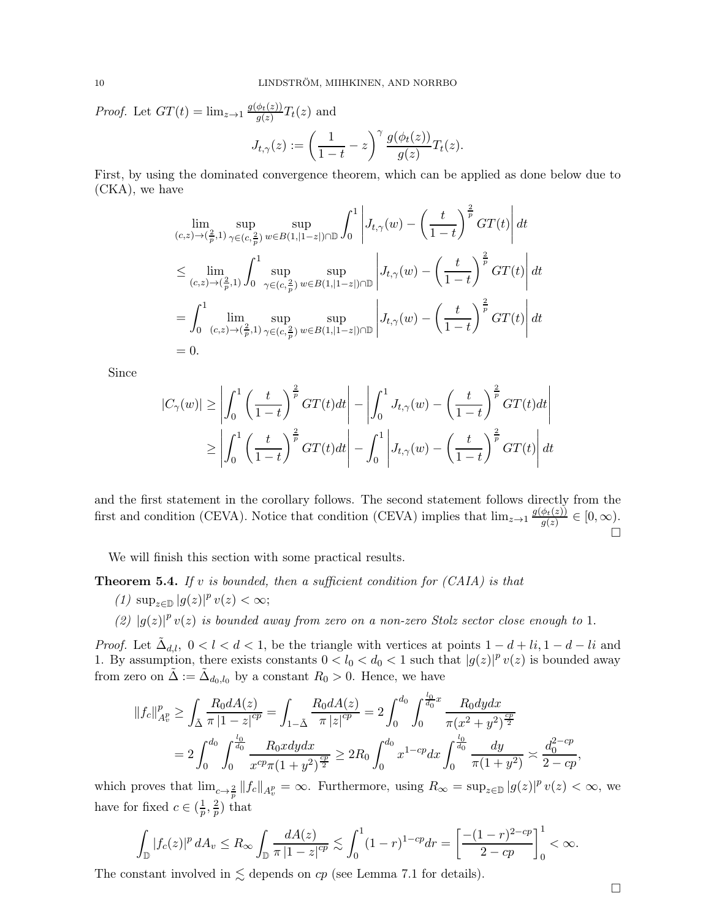*Proof.* Let $GT(t) = \lim_{z\to 1} \frac{g(\phi_t(z))}{g(z)} T_t(z)$ and

$$J_{t,\gamma}(z) := \left(\frac{1}{1-t} - z\right)^{\gamma} \frac{g(\phi_t(z))}{g(z)} T_t(z).$$

First, by using the dominated convergence theorem, which can be applied as done below due to (CKA), we have

$$\begin{aligned}
&\lim_{(c,z)\to(\frac{2}{p},1)} \sup_{\gamma\in(c,\frac{2}{p})} \sup_{w\in B(1,|1-z|)\cap\mathbb{D}} \int_0^1 \left| J_{t,\gamma}(w) - \left(\frac{t}{1-t}\right)^{\frac{2}{p}} GT(t) \right| dt \\
&\leq \lim_{(c,z)\to(\frac{2}{p},1)} \int_0^1 \sup_{\gamma\in(c,\frac{2}{p})} \sup_{w\in B(1,|1-z|)\cap\mathbb{D}} \left| J_{t,\gamma}(w) - \left(\frac{t}{1-t}\right)^{\frac{2}{p}} GT(t) \right| dt \\
&= \int_0^1 \lim_{(c,z)\to(\frac{2}{p},1)} \sup_{\gamma\in(c,\frac{2}{p})} \sup_{w\in B(1,|1-z|)\cap\mathbb{D}} \left| J_{t,\gamma}(w) - \left(\frac{t}{1-t}\right)^{\frac{2}{p}} GT(t) \right| dt \\
&= 0.
\end{aligned}$$

Since

$$\begin{aligned}
|C_\gamma(w)| &\geq \left| \int_0^1 \left(\frac{t}{1-t}\right)^{\frac{2}{p}} GT(t) dt \right| - \left| \int_0^1 J_{t,\gamma}(w) - \left(\frac{t}{1-t}\right)^{\frac{2}{p}} GT(t) dt \right| \\
&\geq \left| \int_0^1 \left(\frac{t}{1-t}\right)^{\frac{2}{p}} GT(t) dt \right| - \int_0^1 \left| J_{t,\gamma}(w) - \left(\frac{t}{1-t}\right)^{\frac{2}{p}} GT(t) \right| dt
\end{aligned}$$

and the first statement in the corollary follows. The second statement follows directly from the first and condition (CEVA). Notice that condition (CEVA) implies that $\lim_{z\to 1} \frac{g(\phi_t(z))}{g(z)} \in [0,\infty)$. □

We will finish this section with some practical results.

**Theorem 5.4.** *If $v$ is bounded, then a sufficient condition for (CAIA) is that*

*(1) $\sup_{z\in\mathbb{D}} |g(z)|^p v(z) < \infty$;*

*(2) $|g(z)|^p v(z)$ is bounded away from zero on a non-zero Stolz sector close enough to $1$.*

*Proof.* Let $\tilde{\Delta}_{d,l}$, $0 < l < d < 1$, be the triangle with vertices at points $1-d+li, 1-d-li$ and $1$. By assumption, there exists constants $0 < l_0 < d_0 < 1$ such that $|g(z)|^p v(z)$ is bounded away from zero on $\tilde{\Delta} := \tilde{\Delta}_{d_0,l_0}$ by a constant $R_0 > 0$. Hence, we have

$$\begin{aligned}
\|f_c\|_{A_v^p}^p &\geq \int_{\tilde{\Delta}} \frac{R_0 dA(z)}{\pi|1-z|^{cp}} = \int_{1-\tilde{\Delta}} \frac{R_0 dA(z)}{\pi|z|^{cp}} = 2\int_0^{d_0} \int_0^{\frac{l_0}{d_0}x} \frac{R_0 dy dx}{\pi(x^2+y^2)^{\frac{cp}{2}}} \\
&= 2\int_0^{d_0} \int_0^{\frac{l_0}{d_0}} \frac{R_0 x dy dx}{x^{cp}\pi(1+y^2)^{\frac{cp}{2}}} \geq 2R_0 \int_0^{d_0} x^{1-cp} dx \int_0^{\frac{l_0}{d_0}} \frac{dy}{\pi(1+y^2)} \asymp \frac{d_0^{2-cp}}{2-cp},
\end{aligned}$$

which proves that $\lim_{c\to\frac{2}{p}} \|f_c\|_{A_v^p} = \infty$. Furthermore, using $R_\infty = \sup_{z\in\mathbb{D}} |g(z)|^p v(z) < \infty$, we have for fixed $c \in (\frac{1}{p}, \frac{2}{p})$ that

$$\int_{\mathbb{D}} |f_c(z)|^p dA_v \leq R_\infty \int_{\mathbb{D}} \frac{dA(z)}{\pi|1-z|^{cp}} \lesssim \int_0^1 (1-r)^{1-cp} dr = \left[\frac{-(1-r)^{2-cp}}{2-cp}\right]_0^1 < \infty.$$

The constant involved in $\lesssim$ depends on $cp$ (see Lemma 7.1 for details).

□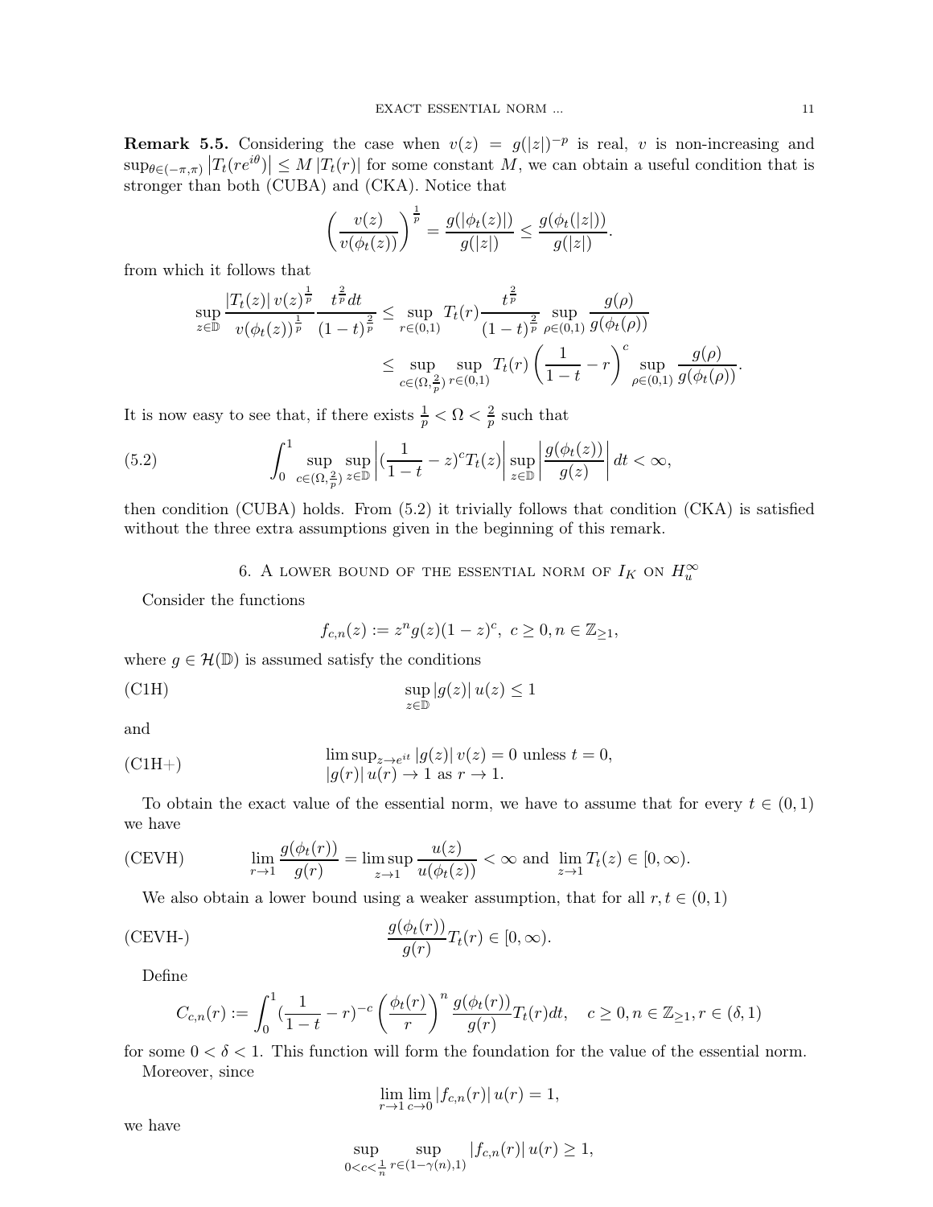**Remark 5.5.** Considering the case when $v(z) = g(|z|)^{-p}$ is real, $v$ is non-increasing and $\sup_{\theta\in(-\pi,\pi)} \left|T_t(re^{i\theta})\right| \leq M\left|T_t(r)\right|$ for some constant $M$, we can obtain a useful condition that is stronger than both (CUBA) and (CKA). Notice that

$$\left(\frac{v(z)}{v(\phi_t(z))}\right)^{\frac{1}{p}} = \frac{g(|\phi_t(z)|)}{g(|z|)} \leq \frac{g(\phi_t(|z|))}{g(|z|)}.$$

from which it follows that

$$\begin{aligned}\sup_{z\in\mathbb{D}} \frac{|T_t(z)|\, v(z)^{\frac{1}{p}}}{v(\phi_t(z))^{\frac{1}{p}}} \frac{t^{\frac{2}{p}}dt}{(1-t)^{\frac{2}{p}}} &\leq \sup_{r\in(0,1)} T_t(r)\frac{t^{\frac{2}{p}}}{(1-t)^{\frac{2}{p}}} \sup_{\rho\in(0,1)} \frac{g(\rho)}{g(\phi_t(\rho))} \\ &\leq \sup_{c\in(\Omega,\frac{2}{p})} \sup_{r\in(0,1)} T_t(r)\left(\frac{1}{1-t}-r\right)^c \sup_{\rho\in(0,1)} \frac{g(\rho)}{g(\phi_t(\rho))}.\end{aligned}$$

It is now easy to see that, if there exists $\frac{1}{p} < \Omega < \frac{2}{p}$ such that

$$\int_0^1 \sup_{c\in(\Omega,\frac{2}{p})} \sup_{z\in\mathbb{D}} \left|(\frac{1}{1-t}-z)^c T_t(z)\right| \sup_{z\in\mathbb{D}} \left|\frac{g(\phi_t(z))}{g(z)}\right| dt < \infty, \tag{5.2}$$

then condition (CUBA) holds. From (5.2) it trivially follows that condition (CKA) is satisfied without the three extra assumptions given in the beginning of this remark.

## 6. A lower bound of the essential norm of $I_K$ on $H_u^\infty$

Consider the functions

$$f_{c,n}(z) := z^n g(z)(1-z)^c,\ c \geq 0, n \in \mathbb{Z}_{\geq 1},$$

where $g \in \mathcal{H}(\mathbb{D})$ is assumed satisfy the conditions

$$\sup_{z\in\mathbb{D}} |g(z)|\, u(z) \leq 1 \tag{C1H}$$

and

$$\begin{aligned}&\limsup\nolimits_{z\to e^{it}} |g(z)|\, v(z) = 0 \text{ unless } t = 0,\\ &|g(r)|\, u(r) \to 1 \text{ as } r \to 1.\end{aligned} \tag{C1H+}$$

To obtain the exact value of the essential norm, we have to assume that for every $t \in (0,1)$ we have

$$\lim_{r\to 1} \frac{g(\phi_t(r))}{g(r)} = \limsup_{z\to 1} \frac{u(z)}{u(\phi_t(z))} < \infty \text{ and } \lim_{z\to 1} T_t(z) \in [0,\infty). \tag{CEVH}$$

We also obtain a lower bound using a weaker assumption, that for all $r, t \in (0,1)$

$$\frac{g(\phi_t(r))}{g(r)} T_t(r) \in [0,\infty). \tag{CEVH-}$$

Define

$$C_{c,n}(r) := \int_0^1 (\frac{1}{1-t}-r)^{-c}\left(\frac{\phi_t(r)}{r}\right)^n \frac{g(\phi_t(r))}{g(r)} T_t(r)dt, \quad c \geq 0, n \in \mathbb{Z}_{\geq 1}, r \in (\delta,1)$$

for some $0 < \delta < 1$. This function will form the foundation for the value of the essential norm.

Moreover, since

$$\lim_{r\to 1}\lim_{c\to 0} |f_{c,n}(r)|\, u(r) = 1,$$

we have

$$\sup_{0<c<\frac{1}{n}} \sup_{r\in(1-\gamma(n),1)} |f_{c,n}(r)|\, u(r) \geq 1,$$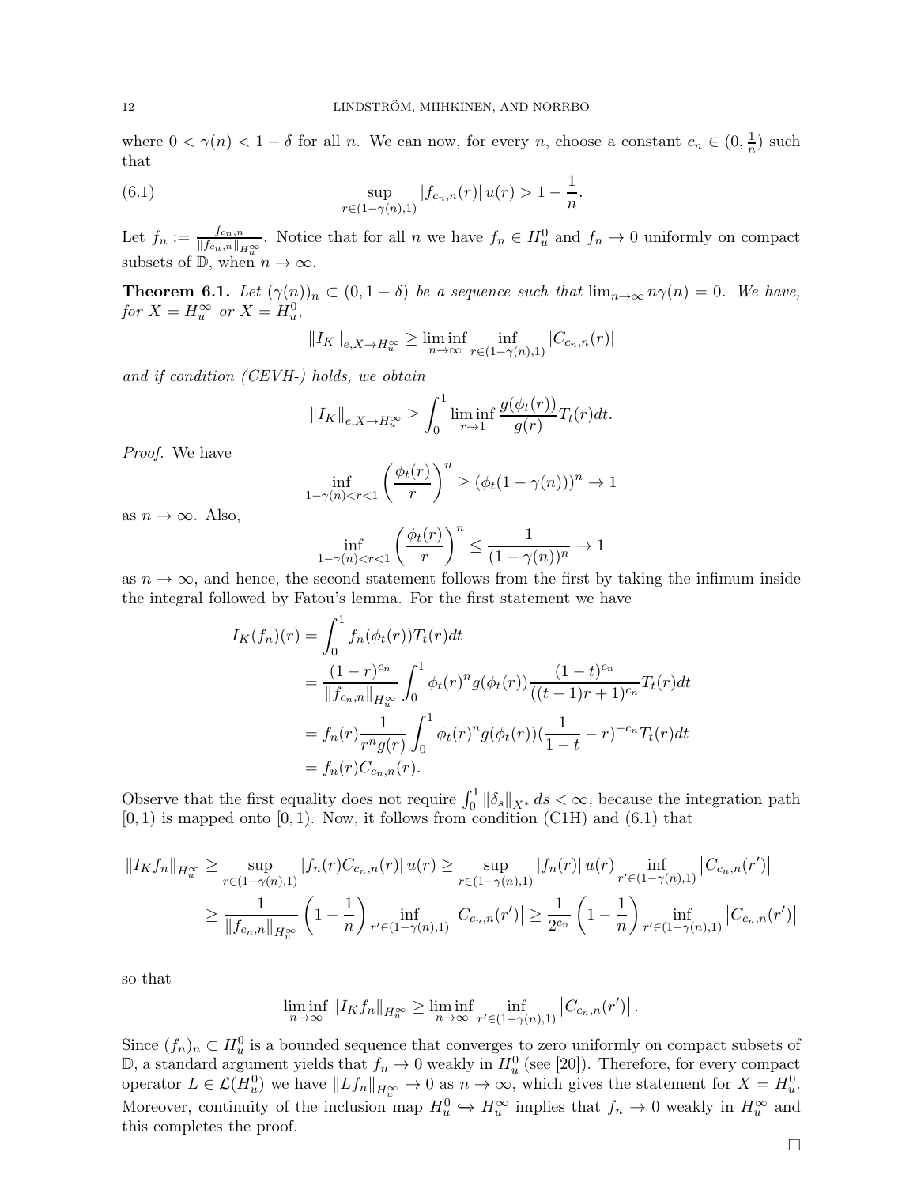where $0 < \gamma(n) < 1 - \delta$ for all $n$. We can now, for every $n$, choose a constant $c_n \in (0, \frac{1}{n})$ such that

$$\sup_{r \in (1-\gamma(n),1)} |f_{c_n,n}(r)|\, u(r) > 1 - \frac{1}{n}. \tag{6.1}$$

Let $f_n := \frac{f_{c_n,n}}{\|f_{c_n,n}\|_{H_u^\infty}}$. Notice that for all $n$ we have $f_n \in H_u^0$ and $f_n \to 0$ uniformly on compact subsets of $\mathbb{D}$, when $n \to \infty$.

**Theorem 6.1.** *Let $(\gamma(n))_n \subset (0, 1-\delta)$ be a sequence such that $\lim_{n\to\infty} n\gamma(n) = 0$. We have, for $X = H_u^\infty$ or $X = H_u^0$,*

$$\|I_K\|_{e, X \to H_u^\infty} \geq \liminf_{n\to\infty} \inf_{r \in (1-\gamma(n),1)} |C_{c_n,n}(r)|$$

*and if condition (CEVH-) holds, we obtain*

$$\|I_K\|_{e, X \to H_u^\infty} \geq \int_0^1 \liminf_{r\to 1} \frac{g(\phi_t(r))}{g(r)} T_t(r)dt.$$

*Proof.* We have

$$\inf_{1-\gamma(n)<r<1} \left(\frac{\phi_t(r)}{r}\right)^n \geq (\phi_t(1-\gamma(n)))^n \to 1$$

as $n \to \infty$. Also,

$$\inf_{1-\gamma(n)<r<1} \left(\frac{\phi_t(r)}{r}\right)^n \leq \frac{1}{(1-\gamma(n))^n} \to 1$$

as $n \to \infty$, and hence, the second statement follows from the first by taking the infimum inside the integral followed by Fatou's lemma. For the first statement we have

$$\begin{aligned}
I_K(f_n)(r) &= \int_0^1 f_n(\phi_t(r))T_t(r)dt \\
&= \frac{(1-r)^{c_n}}{\|f_{c_n,n}\|_{H_u^\infty}} \int_0^1 \phi_t(r)^n g(\phi_t(r)) \frac{(1-t)^{c_n}}{((t-1)r+1)^{c_n}} T_t(r)dt \\
&= f_n(r) \frac{1}{r^n g(r)} \int_0^1 \phi_t(r)^n g(\phi_t(r)) (\frac{1}{1-t} - r)^{-c_n} T_t(r)dt \\
&= f_n(r) C_{c_n,n}(r).
\end{aligned}$$

Observe that the first equality does not require $\int_0^1 \|\delta_s\|_{X^*} ds < \infty$, because the integration path $[0, 1)$ is mapped onto $[0, 1)$. Now, it follows from condition (C1H) and (6.1) that

$$\begin{aligned}
\|I_K f_n\|_{H_u^\infty} &\geq \sup_{r\in(1-\gamma(n),1)} |f_n(r) C_{c_n,n}(r)|\, u(r) \geq \sup_{r\in(1-\gamma(n),1)} |f_n(r)|\, u(r) \inf_{r' \in (1-\gamma(n),1)} |C_{c_n,n}(r')| \\
&\geq \frac{1}{\|f_{c_n,n}\|_{H_u^\infty}} \left(1 - \frac{1}{n}\right) \inf_{r'\in(1-\gamma(n),1)} |C_{c_n,n}(r')| \geq \frac{1}{2^{c_n}} \left(1 - \frac{1}{n}\right) \inf_{r'\in(1-\gamma(n),1)} |C_{c_n,n}(r')|
\end{aligned}$$

so that

$$\liminf_{n\to\infty} \|I_K f_n\|_{H_u^\infty} \geq \liminf_{n\to\infty} \inf_{r'\in(1-\gamma(n),1)} |C_{c_n,n}(r')|.$$

Since $(f_n)_n \subset H_u^0$ is a bounded sequence that converges to zero uniformly on compact subsets of $\mathbb{D}$, a standard argument yields that $f_n \to 0$ weakly in $H_u^0$ (see [20]). Therefore, for every compact operator $L \in \mathcal{L}(H_u^0)$ we have $\|L f_n\|_{H_u^\infty} \to 0$ as $n \to \infty$, which gives the statement for $X = H_u^0$. Moreover, continuity of the inclusion map $H_u^0 \hookrightarrow H_u^\infty$ implies that $f_n \to 0$ weakly in $H_u^\infty$ and this completes the proof.

□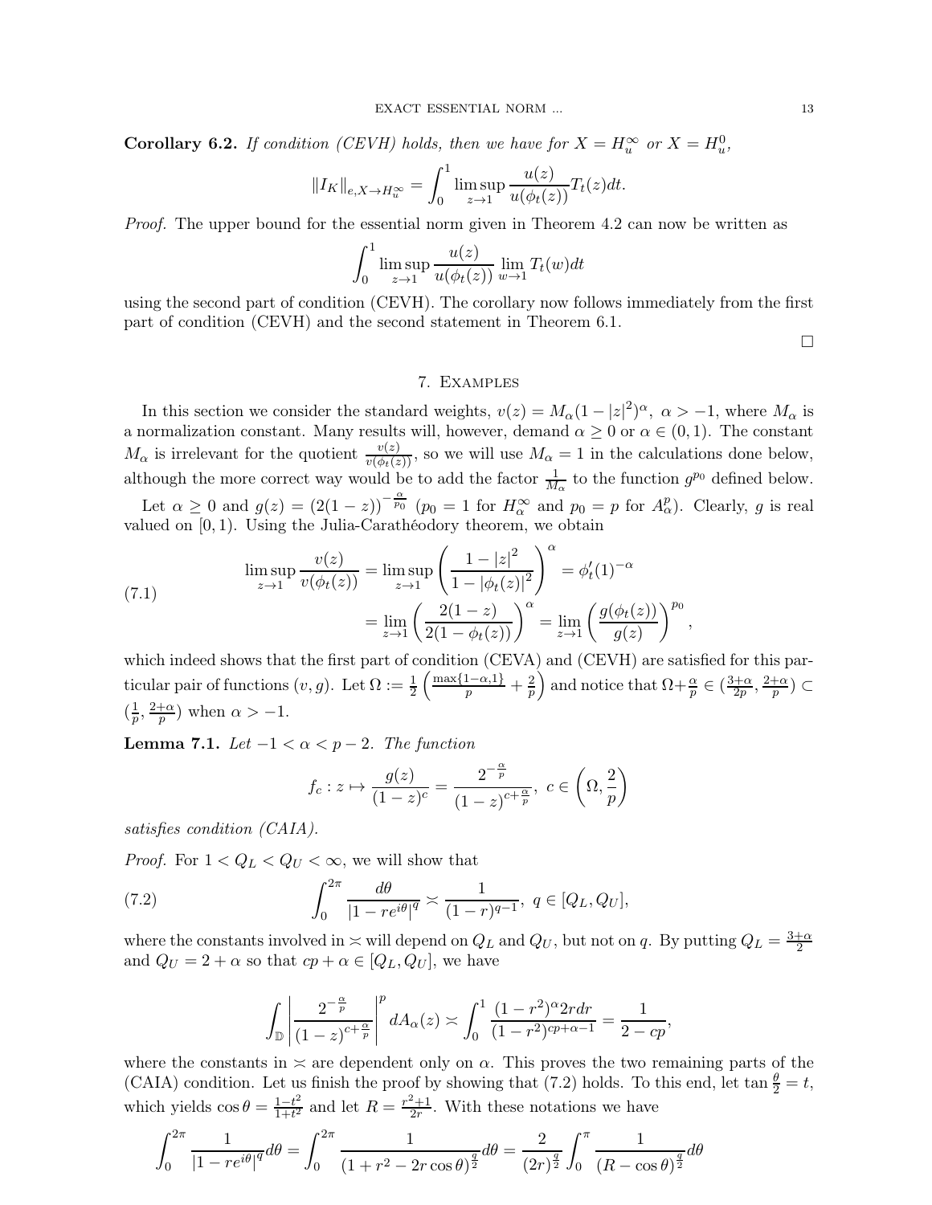**Corollary 6.2.** *If condition (CEVH) holds, then we have for $X = H_u^\infty$ or $X = H_u^0$,*

$$\|I_K\|_{e,X\to H_u^\infty} = \int_0^1 \limsup_{z\to 1} \frac{u(z)}{u(\phi_t(z))} T_t(z)dt.$$

*Proof.* The upper bound for the essential norm given in Theorem 4.2 can now be written as

$$\int_0^1 \limsup_{z\to 1} \frac{u(z)}{u(\phi_t(z))} \lim_{w\to 1} T_t(w)dt$$

using the second part of condition (CEVH). The corollary now follows immediately from the first part of condition (CEVH) and the second statement in Theorem 6.1.

□

## 7. Examples

In this section we consider the standard weights, $v(z) = M_\alpha(1-|z|^2)^\alpha$, $\alpha > -1$, where $M_\alpha$ is a normalization constant. Many results will, however, demand $\alpha \geq 0$ or $\alpha \in (0,1)$. The constant $M_\alpha$ is irrelevant for the quotient $\frac{v(z)}{v(\phi_t(z))}$, so we will use $M_\alpha = 1$ in the calculations done below, although the more correct way would be to add the factor $\frac{1}{M_\alpha}$ to the function $g^{p_0}$ defined below.

Let $\alpha \geq 0$ and $g(z) = (2(1-z))^{-\frac{\alpha}{p_0}}$ ($p_0 = 1$ for $H_\alpha^\infty$ and $p_0 = p$ for $A_\alpha^p$). Clearly, $g$ is real valued on $[0,1)$. Using the Julia-Carathéodory theorem, we obtain

$$\begin{aligned}
\limsup_{z\to 1} \frac{v(z)}{v(\phi_t(z))} &= \limsup_{z\to 1} \left(\frac{1-|z|^2}{1-|\phi_t(z)|^2}\right)^\alpha = \phi_t'(1)^{-\alpha} \\
&= \lim_{z\to 1} \left(\frac{2(1-z)}{2(1-\phi_t(z))}\right)^\alpha = \lim_{z\to 1} \left(\frac{g(\phi_t(z))}{g(z)}\right)^{p_0},
\end{aligned} \tag{7.1}$$

which indeed shows that the first part of condition (CEVA) and (CEVH) are satisfied for this particular pair of functions $(v,g)$. Let $\Omega := \frac{1}{2}\left(\frac{\max\{1-\alpha,1\}}{p} + \frac{2}{p}\right)$ and notice that $\Omega + \frac{\alpha}{p} \in (\frac{3+\alpha}{2p}, \frac{2+\alpha}{p}) \subset (\frac{1}{p}, \frac{2+\alpha}{p})$ when $\alpha > -1$.

**Lemma 7.1.** *Let $-1 < \alpha < p-2$. The function*

$$f_c : z \mapsto \frac{g(z)}{(1-z)^c} = \frac{2^{-\frac{\alpha}{p}}}{(1-z)^{c+\frac{\alpha}{p}}},\ c \in \left(\Omega, \frac{2}{p}\right)$$

*satisfies condition (CAIA).*

*Proof.* For $1 < Q_L < Q_U < \infty$, we will show that

$$\int_0^{2\pi} \frac{d\theta}{|1-re^{i\theta}|^q} \asymp \frac{1}{(1-r)^{q-1}},\ q \in [Q_L, Q_U], \tag{7.2}$$

where the constants involved in $\asymp$ will depend on $Q_L$ and $Q_U$, but not on $q$. By putting $Q_L = \frac{3+\alpha}{2}$ and $Q_U = 2+\alpha$ so that $cp+\alpha \in [Q_L, Q_U]$, we have

$$\int_{\mathbb{D}} \left|\frac{2^{-\frac{\alpha}{p}}}{(1-z)^{c+\frac{\alpha}{p}}}\right|^p dA_\alpha(z) \asymp \int_0^1 \frac{(1-r^2)^\alpha 2rdr}{(1-r^2)^{cp+\alpha-1}} = \frac{1}{2-cp},$$

where the constants in $\asymp$ are dependent only on $\alpha$. This proves the two remaining parts of the (CAIA) condition. Let us finish the proof by showing that (7.2) holds. To this end, let $\tan\frac{\theta}{2} = t$, which yields $\cos\theta = \frac{1-t^2}{1+t^2}$ and let $R = \frac{r^2+1}{2r}$. With these notations we have

$$\int_0^{2\pi} \frac{1}{|1-re^{i\theta}|^q} d\theta = \int_0^{2\pi} \frac{1}{(1+r^2-2r\cos\theta)^{\frac{q}{2}}} d\theta = \frac{2}{(2r)^{\frac{q}{2}}} \int_0^\pi \frac{1}{(R-\cos\theta)^{\frac{q}{2}}} d\theta$$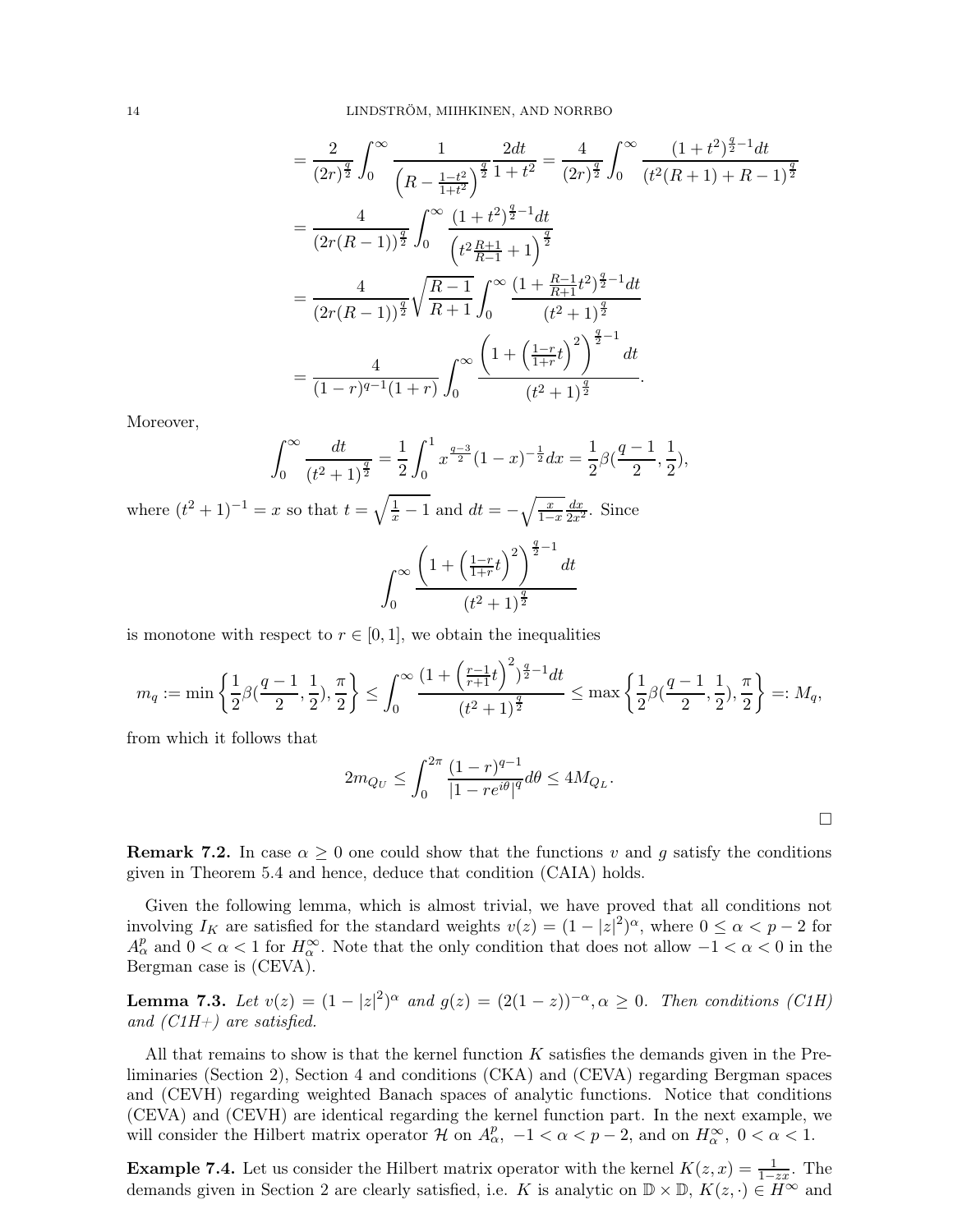$$
\begin{aligned}
&= \frac{2}{(2r)^{\frac{q}{2}}} \int_0^\infty \frac{1}{\left(R - \frac{1-t^2}{1+t^2}\right)^{\frac{q}{2}}} \frac{2dt}{1+t^2} = \frac{4}{(2r)^{\frac{q}{2}}} \int_0^\infty \frac{(1+t^2)^{\frac{q}{2}-1} dt}{(t^2(R+1) + R - 1)^{\frac{q}{2}}} \\
&= \frac{4}{(2r(R-1))^{\frac{q}{2}}} \int_0^\infty \frac{(1+t^2)^{\frac{q}{2}-1} dt}{\left(t^2 \frac{R+1}{R-1} + 1\right)^{\frac{q}{2}}} \\
&= \frac{4}{(2r(R-1))^{\frac{q}{2}}} \sqrt{\frac{R-1}{R+1}} \int_0^\infty \frac{(1 + \frac{R-1}{R+1} t^2)^{\frac{q}{2}-1} dt}{(t^2+1)^{\frac{q}{2}}} \\
&= \frac{4}{(1-r)^{q-1}(1+r)} \int_0^\infty \frac{\left(1 + \left(\frac{1-r}{1+r} t\right)^2\right)^{\frac{q}{2}-1} dt}{(t^2+1)^{\frac{q}{2}}}.
\end{aligned}
$$

Moreover,

$$
\int_0^\infty \frac{dt}{(t^2+1)^{\frac{q}{2}}} = \frac{1}{2} \int_0^1 x^{\frac{q-3}{2}} (1-x)^{-\frac{1}{2}} dx = \frac{1}{2} \beta(\frac{q-1}{2}, \frac{1}{2}),
$$

where $(t^2+1)^{-1} = x$ so that $t = \sqrt{\frac{1}{x} - 1}$ and $dt = -\sqrt{\frac{x}{1-x}} \frac{dx}{2x^2}$. Since

$$
\int_0^\infty \frac{\left(1 + \left(\frac{1-r}{1+r} t\right)^2\right)^{\frac{q}{2}-1} dt}{(t^2+1)^{\frac{q}{2}}}
$$

is monotone with respect to $r \in [0,1]$, we obtain the inequalities

$$
m_q := \min\left\{\frac{1}{2}\beta(\frac{q-1}{2}, \frac{1}{2}), \frac{\pi}{2}\right\} \le \int_0^\infty \frac{(1 + \left(\frac{r-1}{r+1} t\right)^2)^{\frac{q}{2}-1} dt}{(t^2+1)^{\frac{q}{2}}} \le \max\left\{\frac{1}{2}\beta(\frac{q-1}{2}, \frac{1}{2}), \frac{\pi}{2}\right\} =: M_q,
$$

from which it follows that

$$
2m_{Q_U} \le \int_0^{2\pi} \frac{(1-r)^{q-1}}{|1 - re^{i\theta}|^q} d\theta \le 4M_{Q_L}.
$$

□

**Remark 7.2.** In case $\alpha \ge 0$ one could show that the functions $v$ and $g$ satisfy the conditions given in Theorem 5.4 and hence, deduce that condition (CAIA) holds.

Given the following lemma, which is almost trivial, we have proved that all conditions not involving $I_K$ are satisfied for the standard weights $v(z) = (1-|z|^2)^\alpha$, where $0 \le \alpha < p-2$ for $A^p_\alpha$ and $0 < \alpha < 1$ for $H^\infty_\alpha$. Note that the only condition that does not allow $-1 < \alpha < 0$ in the Bergman case is (CEVA).

**Lemma 7.3.** *Let $v(z) = (1-|z|^2)^\alpha$ and $g(z) = (2(1-z))^{-\alpha}, \alpha \ge 0$. Then conditions (C1H) and (C1H+) are satisfied.*

All that remains to show is that the kernel function $K$ satisfies the demands given in the Preliminaries (Section 2), Section 4 and conditions (CKA) and (CEVA) regarding Bergman spaces and (CEVH) regarding weighted Banach spaces of analytic functions. Notice that conditions (CEVA) and (CEVH) are identical regarding the kernel function part. In the next example, we will consider the Hilbert matrix operator $\mathcal{H}$ on $A^p_\alpha$, $-1 < \alpha < p-2$, and on $H^\infty_\alpha$, $0 < \alpha < 1$.

**Example 7.4.** Let us consider the Hilbert matrix operator with the kernel $K(z,x) = \frac{1}{1-zx}$. The demands given in Section 2 are clearly satisfied, i.e. $K$ is analytic on $\mathbb{D} \times \mathbb{D}$, $K(z, \cdot) \in H^\infty$ and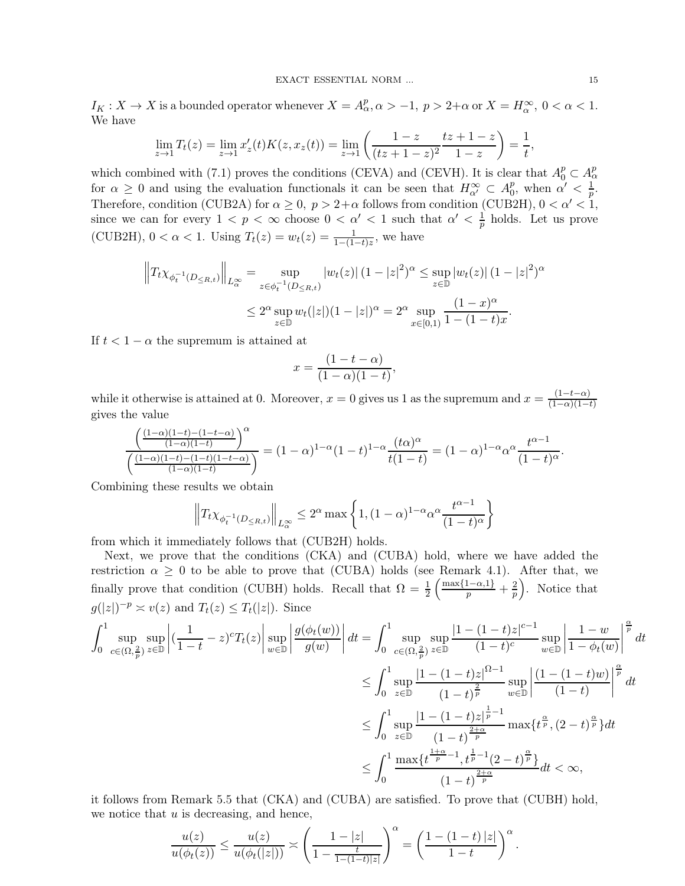$I_K : X \to X$ is a bounded operator whenever $X = A^p_\alpha, \alpha > -1,\ p > 2+\alpha$ or $X = H^\infty_\alpha,\ 0 < \alpha < 1$. We have

$$\lim_{z\to 1} T_t(z) = \lim_{z\to 1} x'_z(t)K(z, x_z(t)) = \lim_{z\to 1}\left(\frac{1-z}{(tz+1-z)^2}\frac{tz+1-z}{1-z}\right) = \frac{1}{t},$$

which combined with (7.1) proves the conditions (CEVA) and (CEVH). It is clear that $A^p_0 \subset A^p_\alpha$ for $\alpha \geq 0$ and using the evaluation functionals it can be seen that $H^\infty_{\alpha'} \subset A^p_0$, when $\alpha' < \frac{1}{p}$. Therefore, condition (CUB2A) for $\alpha \geq 0,\ p > 2+\alpha$ follows from condition (CUB2H), $0 < \alpha' < 1$, since we can for every $1 < p < \infty$ choose $0 < \alpha' < 1$ such that $\alpha' < \frac{1}{p}$ holds. Let us prove (CUB2H), $0 < \alpha < 1$. Using $T_t(z) = w_t(z) = \frac{1}{1-(1-t)z}$, we have

$$\begin{aligned}\left\|T_t\chi_{\phi_t^{-1}(D_{\leq R,t})}\right\|_{L^\infty_\alpha} &= \sup_{z\in\phi_t^{-1}(D_{\leq R,t})} |w_t(z)|\,(1-|z|^2)^\alpha \leq \sup_{z\in\mathbb{D}} |w_t(z)|\,(1-|z|^2)^\alpha \\ &\leq 2^\alpha \sup_{z\in\mathbb{D}} w_t(|z|)(1-|z|)^\alpha = 2^\alpha \sup_{x\in[0,1)} \frac{(1-x)^\alpha}{1-(1-t)x}.\end{aligned}$$

If $t < 1-\alpha$ the supremum is attained at

$$x = \frac{(1-t-\alpha)}{(1-\alpha)(1-t)},$$

while it otherwise is attained at 0. Moreover, $x = 0$ gives us 1 as the supremum and $x = \frac{(1-t-\alpha)}{(1-\alpha)(1-t)}$ gives the value

$$\frac{\left(\frac{(1-\alpha)(1-t)-(1-t-\alpha)}{(1-\alpha)(1-t)}\right)^\alpha}{\left(\frac{(1-\alpha)(1-t)-(1-t)(1-t-\alpha)}{(1-\alpha)(1-t)}\right)} = (1-\alpha)^{1-\alpha}(1-t)^{1-\alpha}\frac{(t\alpha)^\alpha}{t(1-t)} = (1-\alpha)^{1-\alpha}\alpha^\alpha\frac{t^{\alpha-1}}{(1-t)^\alpha}.$$

Combining these results we obtain

$$\left\|T_t\chi_{\phi_t^{-1}(D_{\leq R,t})}\right\|_{L^\infty_\alpha} \leq 2^\alpha \max\left\{1, (1-\alpha)^{1-\alpha}\alpha^\alpha\frac{t^{\alpha-1}}{(1-t)^\alpha}\right\}$$

from which it immediately follows that (CUB2H) holds.

Next, we prove that the conditions (CKA) and (CUBA) hold, where we have added the restriction $\alpha \geq 0$ to be able to prove that (CUBA) holds (see Remark 4.1). After that, we finally prove that condition (CUBH) holds. Recall that $\Omega = \frac{1}{2}\left(\frac{\max\{1-\alpha,1\}}{p} + \frac{2}{p}\right)$. Notice that $g(|z|)^{-p} \asymp v(z)$ and $T_t(z) \leq T_t(|z|)$. Since

$$\begin{aligned}\int_0^1 \sup_{c\in(\Omega,\frac{2}{p})}\sup_{z\in\mathbb{D}}\left|(\frac{1}{1-t}-z)^c T_t(z)\right|\sup_{w\in\mathbb{D}}\left|\frac{g(\phi_t(w))}{g(w)}\right| dt &= \int_0^1 \sup_{c\in(\Omega,\frac{2}{p})}\sup_{z\in\mathbb{D}}\frac{|1-(1-t)z|^{c-1}}{(1-t)^c}\sup_{w\in\mathbb{D}}\left|\frac{1-w}{1-\phi_t(w)}\right|^{\frac{\alpha}{p}} dt \\ &\leq \int_0^1 \sup_{z\in\mathbb{D}}\frac{|1-(1-t)z|^{\Omega-1}}{(1-t)^{\frac{2}{p}}}\sup_{w\in\mathbb{D}}\left|\frac{(1-(1-t)w)}{(1-t)}\right|^{\frac{\alpha}{p}} dt \\ &\leq \int_0^1 \sup_{z\in\mathbb{D}}\frac{|1-(1-t)z|^{\frac{1}{p}-1}}{(1-t)^{\frac{2+\alpha}{p}}}\max\{t^{\frac{\alpha}{p}},(2-t)^{\frac{\alpha}{p}}\}dt \\ &\leq \int_0^1 \frac{\max\{t^{\frac{1+\alpha}{p}-1}, t^{\frac{1}{p}-1}(2-t)^{\frac{\alpha}{p}}\}}{(1-t)^{\frac{2+\alpha}{p}}}dt < \infty,\end{aligned}$$

it follows from Remark 5.5 that (CKA) and (CUBA) are satisfied. To prove that (CUBH) hold, we notice that $u$ is decreasing, and hence,

$$\frac{u(z)}{u(\phi_t(z))} \leq \frac{u(z)}{u(\phi_t(|z|))} \asymp \left(\frac{1-|z|}{1-\frac{t}{1-(1-t)|z|}}\right)^\alpha = \left(\frac{1-(1-t)\,|z|}{1-t}\right)^\alpha.$$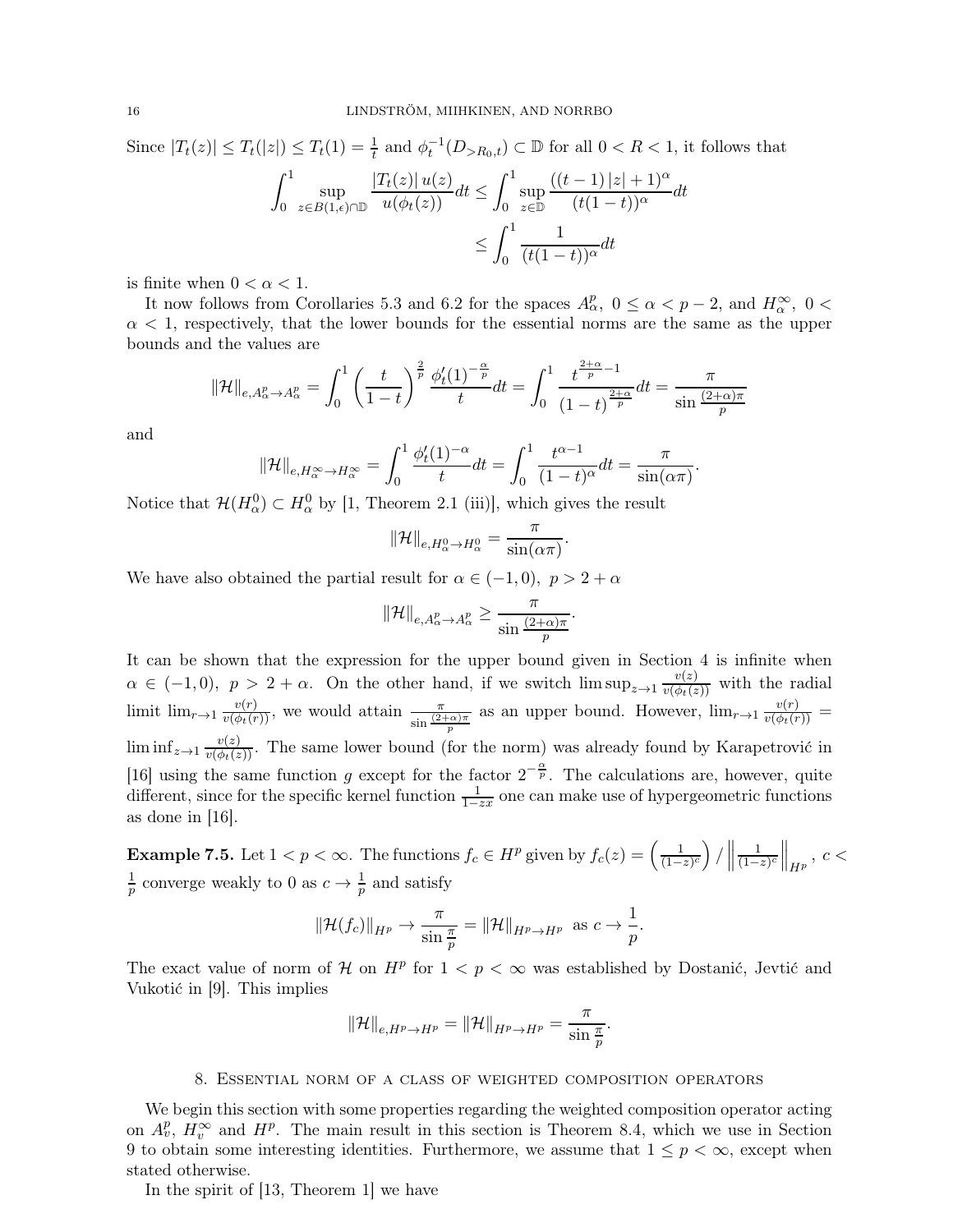Since $|T_t(z)| \leq T_t(|z|) \leq T_t(1) = \frac{1}{t}$ and $\phi_t^{-1}(D_{>R_0,t}) \subset \mathbb{D}$ for all $0 < R < 1$, it follows that

$$\int_0^1 \sup_{z \in B(1,\epsilon)\cap\mathbb{D}} \frac{|T_t(z)|\, u(z)}{u(\phi_t(z))} dt \leq \int_0^1 \sup_{z\in\mathbb{D}} \frac{((t-1)\,|z| + 1)^\alpha}{(t(1-t))^\alpha} dt$$
$$\leq \int_0^1 \frac{1}{(t(1-t))^\alpha} dt$$

is finite when $0 < \alpha < 1$.

It now follows from Corollaries 5.3 and 6.2 for the spaces $A^p_\alpha,\ 0 \leq \alpha < p-2$, and $H^\infty_\alpha,\ 0 < \alpha < 1$, respectively, that the lower bounds for the essential norms are the same as the upper bounds and the values are

$$\|\mathcal{H}\|_{e, A^p_\alpha \to A^p_\alpha} = \int_0^1 \left(\frac{t}{1-t}\right)^{\frac{2}{p}} \frac{\phi_t'(1)^{-\frac{\alpha}{p}}}{t} dt = \int_0^1 \frac{t^{\frac{2+\alpha}{p}-1}}{(1-t)^{\frac{2+\alpha}{p}}} dt = \frac{\pi}{\sin\frac{(2+\alpha)\pi}{p}}$$

and

$$\|\mathcal{H}\|_{e, H^\infty_\alpha \to H^\infty_\alpha} = \int_0^1 \frac{\phi_t'(1)^{-\alpha}}{t} dt = \int_0^1 \frac{t^{\alpha-1}}{(1-t)^\alpha} dt = \frac{\pi}{\sin(\alpha\pi)}.$$

Notice that $\mathcal{H}(H^0_\alpha) \subset H^0_\alpha$ by [1, Theorem 2.1 (iii)], which gives the result

$$\|\mathcal{H}\|_{e, H^0_\alpha \to H^0_\alpha} = \frac{\pi}{\sin(\alpha\pi)}.$$

We have also obtained the partial result for $\alpha \in (-1,0),\ p > 2+\alpha$

$$\|\mathcal{H}\|_{e, A^p_\alpha \to A^p_\alpha} \geq \frac{\pi}{\sin\frac{(2+\alpha)\pi}{p}}.$$

It can be shown that the expression for the upper bound given in Section 4 is infinite when $\alpha \in (-1,0),\ p > 2+\alpha$. On the other hand, if we switch $\limsup_{z\to 1} \frac{v(z)}{v(\phi_t(z))}$ with the radial limit $\lim_{r\to 1} \frac{v(r)}{v(\phi_t(r))}$, we would attain $\frac{\pi}{\sin\frac{(2+\alpha)\pi}{p}}$ as an upper bound. However, $\lim_{r\to 1} \frac{v(r)}{v(\phi_t(r))} = \liminf_{z\to 1} \frac{v(z)}{v(\phi_t(z))}$. The same lower bound (for the norm) was already found by Karapetrović in [16] using the same function $g$ except for the factor $2^{-\frac{\alpha}{p}}$. The calculations are, however, quite different, since for the specific kernel function $\frac{1}{1-zx}$ one can make use of hypergeometric functions as done in [16].

**Example 7.5.** Let $1 < p < \infty$. The functions $f_c \in H^p$ given by $f_c(z) = \left(\frac{1}{(1-z)^c}\right) / \left\|\frac{1}{(1-z)^c}\right\|_{H^p},\ c < \frac{1}{p}$ converge weakly to 0 as $c \to \frac{1}{p}$ and satisfy

$$\|\mathcal{H}(f_c)\|_{H^p} \to \frac{\pi}{\sin\frac{\pi}{p}} = \|\mathcal{H}\|_{H^p\to H^p} \text{ as } c \to \frac{1}{p}.$$

The exact value of norm of $\mathcal{H}$ on $H^p$ for $1 < p < \infty$ was established by Dostanić, Jevtić and Vukotić in [9]. This implies

$$\|\mathcal{H}\|_{e, H^p\to H^p} = \|\mathcal{H}\|_{H^p\to H^p} = \frac{\pi}{\sin\frac{\pi}{p}}.$$

## 8. Essential norm of a class of weighted composition operators

We begin this section with some properties regarding the weighted composition operator acting on $A^p_v$, $H^\infty_v$ and $H^p$. The main result in this section is Theorem 8.4, which we use in Section 9 to obtain some interesting identities. Furthermore, we assume that $1 \leq p < \infty$, except when stated otherwise.

In the spirit of [13, Theorem 1] we have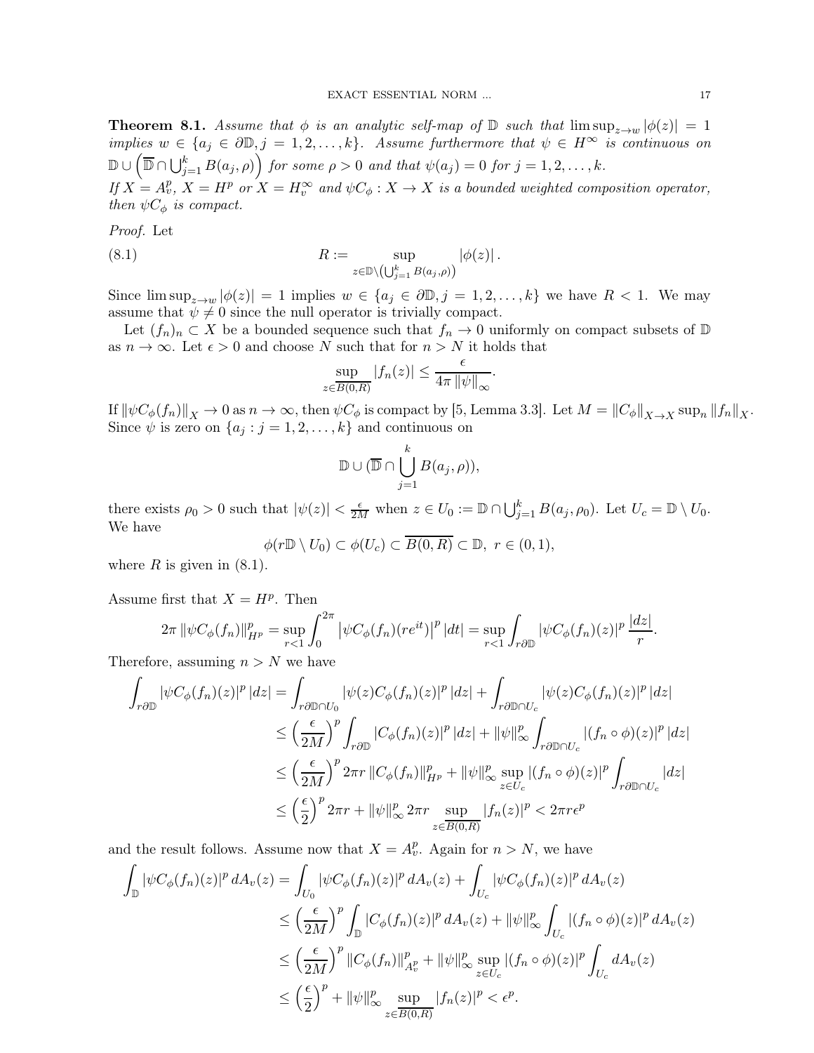**Theorem 8.1.** *Assume that $\phi$ is an analytic self-map of $\mathbb{D}$ such that $\limsup_{z\to w}|\phi(z)| = 1$ implies $w \in \{a_j \in \partial\mathbb{D}, j = 1, 2, \ldots, k\}$. Assume furthermore that $\psi \in H^\infty$ is continuous on $\mathbb{D} \cup \left(\overline{\mathbb{D}} \cap \bigcup_{j=1}^k B(a_j, \rho)\right)$ for some $\rho > 0$ and that $\psi(a_j) = 0$ for $j = 1, 2, \ldots, k$.*
*If $X = A^p_v$, $X = H^p$ or $X = H^\infty_v$ and $\psi C_\phi : X \to X$ is a bounded weighted composition operator, then $\psi C_\phi$ is compact.*

*Proof.* Let

$$R := \sup_{z\in\mathbb{D}\setminus\left(\bigcup_{j=1}^k B(a_j,\rho)\right)} |\phi(z)|. \tag{8.1}$$

Since $\limsup_{z\to w}|\phi(z)| = 1$ implies $w \in \{a_j \in \partial\mathbb{D}, j = 1, 2, \ldots, k\}$ we have $R < 1$. We may assume that $\psi \neq 0$ since the null operator is trivially compact.

Let $(f_n)_n \subset X$ be a bounded sequence such that $f_n \to 0$ uniformly on compact subsets of $\mathbb{D}$ as $n \to \infty$. Let $\epsilon > 0$ and choose $N$ such that for $n > N$ it holds that

$$\sup_{z\in\overline{B(0,R)}} |f_n(z)| \leq \frac{\epsilon}{4\pi \|\psi\|_\infty}.$$

If $\|\psi C_\phi(f_n)\|_X \to 0$ as $n \to \infty$, then $\psi C_\phi$ is compact by [5, Lemma 3.3]. Let $M = \|C_\phi\|_{X\to X} \sup_n \|f_n\|_X$. Since $\psi$ is zero on $\{a_j : j = 1, 2, \ldots, k\}$ and continuous on

$$\mathbb{D} \cup (\overline{\mathbb{D}} \cap \bigcup_{j=1}^k B(a_j, \rho)),$$

there exists $\rho_0 > 0$ such that $|\psi(z)| < \frac{\epsilon}{2M}$ when $z \in U_0 := \mathbb{D} \cap \bigcup_{j=1}^k B(a_j, \rho_0)$. Let $U_c = \mathbb{D} \setminus U_0$. We have

$$\phi(r\mathbb{D} \setminus U_0) \subset \phi(U_c) \subset \overline{B(0, R)} \subset \mathbb{D},\ r \in (0, 1),$$

where $R$ is given in (8.1).

Assume first that $X = H^p$. Then

$$2\pi \|\psi C_\phi(f_n)\|^p_{H^p} = \sup_{r<1} \int_0^{2\pi} \left|\psi C_\phi(f_n)(re^{it})\right|^p |dt| = \sup_{r<1} \int_{r\partial\mathbb{D}} |\psi C_\phi(f_n)(z)|^p \frac{|dz|}{r}.$$

Therefore, assuming $n > N$ we have

$$\begin{aligned}
\int_{r\partial\mathbb{D}} |\psi C_\phi(f_n)(z)|^p |dz| &= \int_{r\partial\mathbb{D}\cap U_0} |\psi(z) C_\phi(f_n)(z)|^p |dz| + \int_{r\partial\mathbb{D}\cap U_c} |\psi(z) C_\phi(f_n)(z)|^p |dz| \\
&\leq \left(\frac{\epsilon}{2M}\right)^p \int_{r\partial\mathbb{D}} |C_\phi(f_n)(z)|^p |dz| + \|\psi\|^p_\infty \int_{r\partial\mathbb{D}\cap U_c} |(f_n \circ \phi)(z)|^p |dz| \\
&\leq \left(\frac{\epsilon}{2M}\right)^p 2\pi r \|C_\phi(f_n)\|^p_{H^p} + \|\psi\|^p_\infty \sup_{z\in U_c} |(f_n \circ \phi)(z)|^p \int_{r\partial\mathbb{D}\cap U_c} |dz| \\
&\leq \left(\frac{\epsilon}{2}\right)^p 2\pi r + \|\psi\|^p_\infty 2\pi r \sup_{z\in\overline{B(0,R)}} |f_n(z)|^p < 2\pi r \epsilon^p
\end{aligned}$$

and the result follows. Assume now that $X = A^p_v$. Again for $n > N$, we have

$$\begin{aligned}
\int_{\mathbb{D}} |\psi C_\phi(f_n)(z)|^p \, dA_v(z) &= \int_{U_0} |\psi C_\phi(f_n)(z)|^p \, dA_v(z) + \int_{U_c} |\psi C_\phi(f_n)(z)|^p \, dA_v(z) \\
&\leq \left(\frac{\epsilon}{2M}\right)^p \int_{\mathbb{D}} |C_\phi(f_n)(z)|^p \, dA_v(z) + \|\psi\|^p_\infty \int_{U_c} |(f_n \circ \phi)(z)|^p \, dA_v(z) \\
&\leq \left(\frac{\epsilon}{2M}\right)^p \|C_\phi(f_n)\|^p_{A^p_v} + \|\psi\|^p_\infty \sup_{z\in U_c} |(f_n \circ \phi)(z)|^p \int_{U_c} dA_v(z) \\
&\leq \left(\frac{\epsilon}{2}\right)^p + \|\psi\|^p_\infty \sup_{z\in\overline{B(0,R)}} |f_n(z)|^p < \epsilon^p.
\end{aligned}$$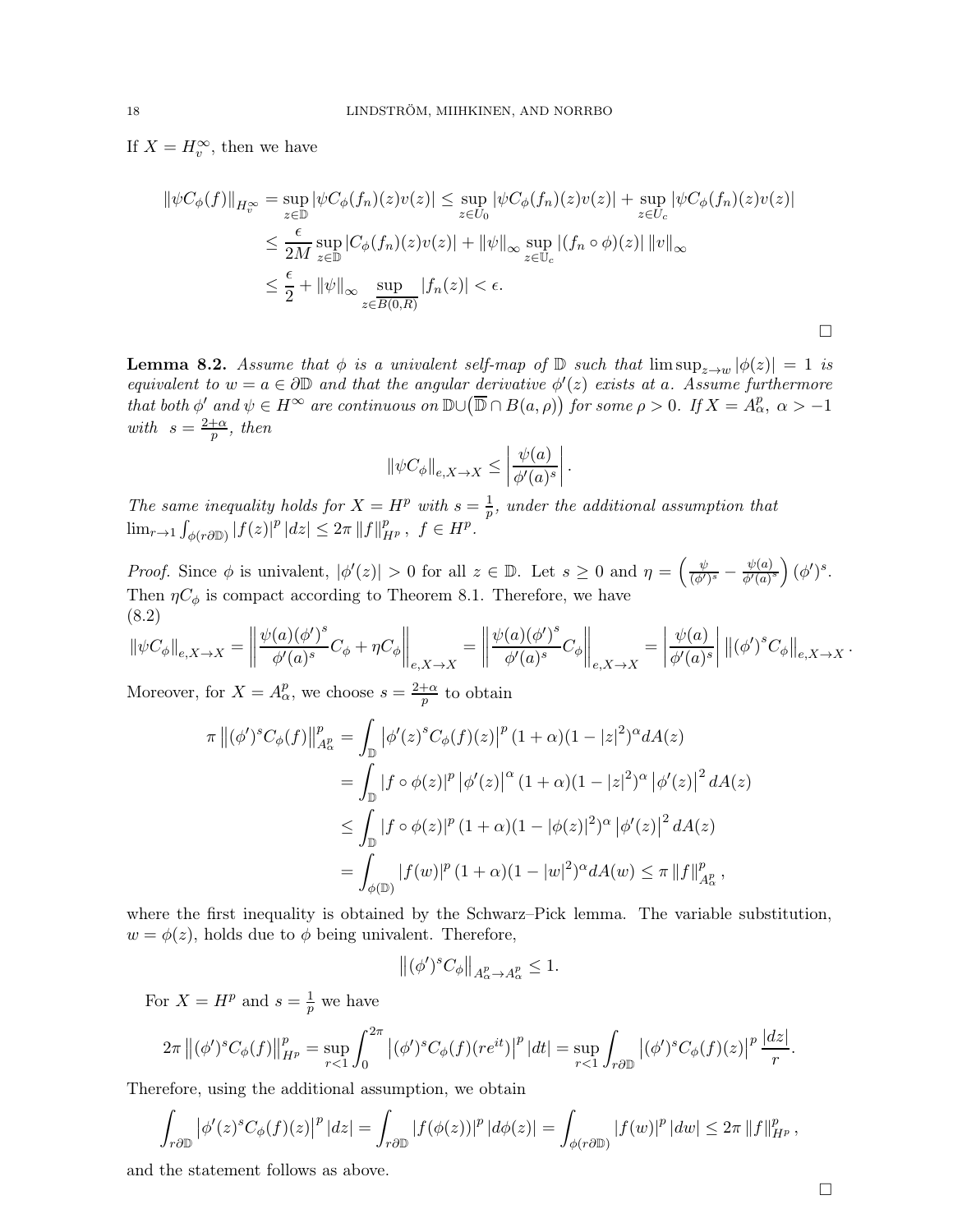If $X = H_v^\infty$, then we have

$$
\begin{aligned}
\|\psi C_\phi(f)\|_{H_v^\infty} &= \sup_{z\in\mathbb{D}} |\psi C_\phi(f_n)(z)v(z)| \leq \sup_{z\in U_0} |\psi C_\phi(f_n)(z)v(z)| + \sup_{z\in U_c} |\psi C_\phi(f_n)(z)v(z)| \\
&\leq \frac{\epsilon}{2M} \sup_{z\in\mathbb{D}} |C_\phi(f_n)(z)v(z)| + \|\psi\|_\infty \sup_{z\in \mathbb{U}_c} |(f_n\circ\phi)(z)| \, \|v\|_\infty \\
&\leq \frac{\epsilon}{2} + \|\psi\|_\infty \sup_{z\in \overline{B(0,R)}} |f_n(z)| < \epsilon.
\end{aligned}
$$

□

**Lemma 8.2.** *Assume that $\phi$ is a univalent self-map of $\mathbb{D}$ such that $\limsup_{z\to w} |\phi(z)| = 1$ is equivalent to $w = a \in \partial\mathbb{D}$ and that the angular derivative $\phi'(z)$ exists at $a$. Assume furthermore that both $\phi'$ and $\psi \in H^\infty$ are continuous on $\mathbb{D}\cup\big(\overline{\mathbb{D}}\cap B(a,\rho)\big)$ for some $\rho > 0$. If $X = A_\alpha^p$, $\alpha > -1$ with $s = \frac{2+\alpha}{p}$, then*

$$
\|\psi C_\phi\|_{e,X\to X} \leq \left|\frac{\psi(a)}{\phi'(a)^s}\right|.
$$

*The same inequality holds for $X = H^p$ with $s = \frac{1}{p}$, under the additional assumption that $\lim_{r\to 1}\int_{\phi(r\partial\mathbb{D})} |f(z)|^p\,|dz| \leq 2\pi\,\|f\|_{H^p}^p$, $f \in H^p$.*

*Proof.* Since $\phi$ is univalent, $|\phi'(z)| > 0$ for all $z \in \mathbb{D}$. Let $s \geq 0$ and $\eta = \left(\frac{\psi}{(\phi')^s} - \frac{\psi(a)}{\phi'(a)^s}\right)(\phi')^s$. Then $\eta C_\phi$ is compact according to Theorem 8.1. Therefore, we have
(8.2)

$$
\|\psi C_\phi\|_{e,X\to X} = \left\|\frac{\psi(a)(\phi')^s}{\phi'(a)^s}C_\phi + \eta C_\phi\right\|_{e,X\to X} = \left\|\frac{\psi(a)(\phi')^s}{\phi'(a)^s}C_\phi\right\|_{e,X\to X} = \left|\frac{\psi(a)}{\phi'(a)^s}\right| \left\|(\phi')^s C_\phi\right\|_{e,X\to X}.
$$

Moreover, for $X = A_\alpha^p$, we choose $s = \frac{2+\alpha}{p}$ to obtain

$$
\begin{aligned}
\pi \left\|(\phi')^s C_\phi(f)\right\|_{A_\alpha^p}^p &= \int_{\mathbb{D}} \left|\phi'(z)^s C_\phi(f)(z)\right|^p (1+\alpha)(1-|z|^2)^\alpha dA(z) \\
&= \int_{\mathbb{D}} |f\circ\phi(z)|^p \left|\phi'(z)\right|^\alpha (1+\alpha)(1-|z|^2)^\alpha \left|\phi'(z)\right|^2 dA(z) \\
&\leq \int_{\mathbb{D}} |f\circ\phi(z)|^p (1+\alpha)(1-|\phi(z)|^2)^\alpha \left|\phi'(z)\right|^2 dA(z) \\
&= \int_{\phi(\mathbb{D})} |f(w)|^p (1+\alpha)(1-|w|^2)^\alpha dA(w) \leq \pi \|f\|_{A_\alpha^p}^p,
\end{aligned}
$$

where the first inequality is obtained by the Schwarz–Pick lemma. The variable substitution, $w = \phi(z)$, holds due to $\phi$ being univalent. Therefore,

$$
\left\|(\phi')^s C_\phi\right\|_{A_\alpha^p\to A_\alpha^p} \leq 1.
$$

For $X = H^p$ and $s = \frac{1}{p}$ we have

$$
2\pi \left\|(\phi')^s C_\phi(f)\right\|_{H^p}^p = \sup_{r<1}\int_0^{2\pi} \left|(\phi')^s C_\phi(f)(re^{it})\right|^p |dt| = \sup_{r<1}\int_{r\partial\mathbb{D}} \left|(\phi')^s C_\phi(f)(z)\right|^p \frac{|dz|}{r}.
$$

Therefore, using the additional assumption, we obtain

$$
\int_{r\partial\mathbb{D}} \left|\phi'(z)^s C_\phi(f)(z)\right|^p |dz| = \int_{r\partial\mathbb{D}} |f(\phi(z))|^p \,|d\phi(z)| = \int_{\phi(r\partial\mathbb{D})} |f(w)|^p \,|dw| \leq 2\pi \|f\|_{H^p}^p,
$$

and the statement follows as above.

□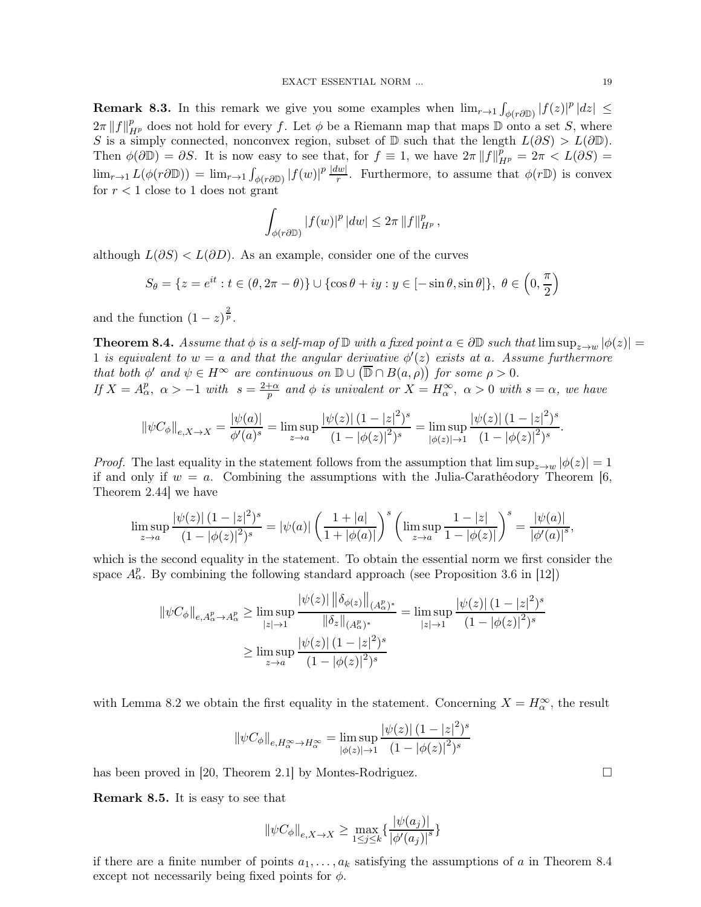**Remark 8.3.** In this remark we give you some examples when $\lim_{r\to 1}\int_{\phi(r\partial\mathbb{D})}|f(z)|^p\,|dz| \leq 2\pi\,\|f\|_{H^p}^p$ does not hold for every $f$. Let $\phi$ be a Riemann map that maps $\mathbb{D}$ onto a set $S$, where $S$ is a simply connected, nonconvex region, subset of $\mathbb{D}$ such that the length $L(\partial S) > L(\partial\mathbb{D})$. Then $\phi(\partial\mathbb{D}) = \partial S$. It is now easy to see that, for $f \equiv 1$, we have $2\pi\,\|f\|_{H^p}^p = 2\pi < L(\partial S) = \lim_{r\to 1} L(\phi(r\partial\mathbb{D})) = \lim_{r\to 1}\int_{\phi(r\partial\mathbb{D})}|f(w)|^p\,\frac{|dw|}{r}$. Furthermore, to assume that $\phi(r\mathbb{D})$ is convex for $r<1$ close to 1 does not grant

$$\int_{\phi(r\partial\mathbb{D})}|f(w)|^p\,|dw| \leq 2\pi\,\|f\|_{H^p}^p,$$

although $L(\partial S) < L(\partial D)$. As an example, consider one of the curves

$$S_\theta = \{z = e^{it} : t \in (\theta, 2\pi-\theta)\} \cup \{\cos\theta + iy : y \in [-\sin\theta, \sin\theta]\},\ \theta \in \left(0, \frac{\pi}{2}\right)$$

and the function $(1-z)^{\frac{2}{p}}$.

**Theorem 8.4.** *Assume that $\phi$ is a self-map of $\mathbb{D}$ with a fixed point $a \in \partial\mathbb{D}$ such that $\limsup_{z\to w}|\phi(z)| = 1$ is equivalent to $w = a$ and that the angular derivative $\phi'(z)$ exists at $a$. Assume furthermore that both $\phi'$ and $\psi \in H^\infty$ are continuous on $\mathbb{D} \cup \left(\overline{\mathbb{D}} \cap B(a,\rho)\right)$ for some $\rho > 0$.*
*If $X = A^p_\alpha,\ \alpha > -1$ with $s = \frac{2+\alpha}{p}$ and $\phi$ is univalent or $X = H^\infty_\alpha,\ \alpha > 0$ with $s = \alpha$, we have*

$$\|\psi C_\phi\|_{e,X\to X} = \frac{|\psi(a)|}{\phi'(a)^s} = \limsup_{z\to a}\frac{|\psi(z)|\,(1-|z|^2)^s}{(1-|\phi(z)|^2)^s} = \limsup_{|\phi(z)|\to 1}\frac{|\psi(z)|\,(1-|z|^2)^s}{(1-|\phi(z)|^2)^s}.$$

*Proof.* The last equality in the statement follows from the assumption that $\limsup_{z\to w}|\phi(z)| = 1$ if and only if $w = a$. Combining the assumptions with the Julia-Carathéodory Theorem [6, Theorem 2.44] we have

$$\limsup_{z\to a}\frac{|\psi(z)|\,(1-|z|^2)^s}{(1-|\phi(z)|^2)^s} = |\psi(a)|\left(\frac{1+|a|}{1+|\phi(a)|}\right)^s\left(\limsup_{z\to a}\frac{1-|z|}{1-|\phi(z)|}\right)^s = \frac{|\psi(a)|}{|\phi'(a)|^s},$$

which is the second equality in the statement. To obtain the essential norm we first consider the space $A^p_\alpha$. By combining the following standard approach (see Proposition 3.6 in [12])

$$\begin{aligned}\|\psi C_\phi\|_{e,A^p_\alpha\to A^p_\alpha} &\geq \limsup_{|z|\to 1}\frac{|\psi(z)|\,\|\delta_{\phi(z)}\|_{(A^p_\alpha)^*}}{\|\delta_z\|_{(A^p_\alpha)^*}} = \limsup_{|z|\to 1}\frac{|\psi(z)|\,(1-|z|^2)^s}{(1-|\phi(z)|^2)^s}\\ &\geq \limsup_{z\to a}\frac{|\psi(z)|\,(1-|z|^2)^s}{(1-|\phi(z)|^2)^s}\end{aligned}$$

with Lemma 8.2 we obtain the first equality in the statement. Concerning $X = H^\infty_\alpha$, the result

$$\|\psi C_\phi\|_{e,H^\infty_\alpha\to H^\infty_\alpha} = \limsup_{|\phi(z)|\to 1}\frac{|\psi(z)|\,(1-|z|^2)^s}{(1-|\phi(z)|^2)^s}$$

has been proved in [20, Theorem 2.1] by Montes-Rodriguez. $\square$

**Remark 8.5.** It is easy to see that

$$\|\psi C_\phi\|_{e,X\to X} \geq \max_{1\leq j\leq k}\left\{\frac{|\psi(a_j)|}{|\phi'(a_j)|^s}\right\}$$

if there are a finite number of points $a_1,\ldots,a_k$ satisfying the assumptions of $a$ in Theorem 8.4 except not necessarily being fixed points for $\phi$.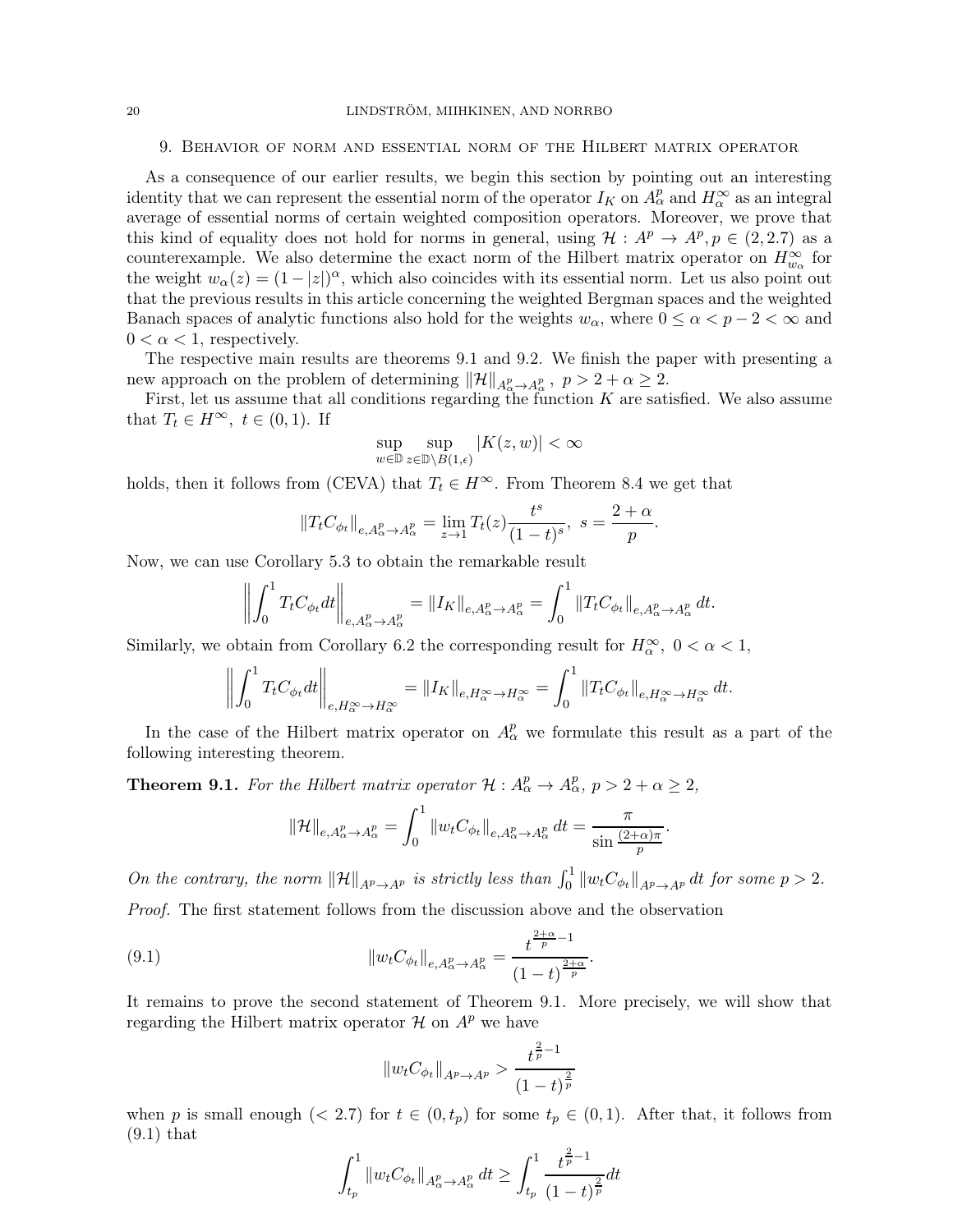## 9. Behavior of norm and essential norm of the Hilbert matrix operator

As a consequence of our earlier results, we begin this section by pointing out an interesting identity that we can represent the essential norm of the operator $I_K$ on $A^p_\alpha$ and $H^\infty_\alpha$ as an integral average of essential norms of certain weighted composition operators. Moreover, we prove that this kind of equality does not hold for norms in general, using $\mathcal{H} : A^p \to A^p, p \in (2, 2.7)$ as a counterexample. We also determine the exact norm of the Hilbert matrix operator on $H^\infty_{w_\alpha}$ for the weight $w_\alpha(z) = (1 - |z|)^\alpha$, which also coincides with its essential norm. Let us also point out that the previous results in this article concerning the weighted Bergman spaces and the weighted Banach spaces of analytic functions also hold for the weights $w_\alpha$, where $0 \leq \alpha < p - 2 < \infty$ and $0 < \alpha < 1$, respectively.

The respective main results are theorems 9.1 and 9.2. We finish the paper with presenting a new approach on the problem of determining $\|\mathcal{H}\|_{A^p_\alpha \to A^p_\alpha}$, $p > 2 + \alpha \geq 2$.

First, let us assume that all conditions regarding the function $K$ are satisfied. We also assume that $T_t \in H^\infty$, $t \in (0, 1)$. If

$$\sup_{w \in \mathbb{D}} \sup_{z \in \mathbb{D} \setminus B(1,\epsilon)} |K(z, w)| < \infty$$

holds, then it follows from (CEVA) that $T_t \in H^\infty$. From Theorem 8.4 we get that

$$\|T_t C_{\phi_t}\|_{e, A^p_\alpha \to A^p_\alpha} = \lim_{z \to 1} T_t(z) \frac{t^s}{(1-t)^s}, \ s = \frac{2+\alpha}{p}.$$

Now, we can use Corollary 5.3 to obtain the remarkable result

$$\left\| \int_0^1 T_t C_{\phi_t} dt \right\|_{e, A^p_\alpha \to A^p_\alpha} = \|I_K\|_{e, A^p_\alpha \to A^p_\alpha} = \int_0^1 \|T_t C_{\phi_t}\|_{e, A^p_\alpha \to A^p_\alpha} dt.$$

Similarly, we obtain from Corollary 6.2 the corresponding result for $H^\infty_\alpha$, $0 < \alpha < 1$,

$$\left\| \int_0^1 T_t C_{\phi_t} dt \right\|_{e, H^\infty_\alpha \to H^\infty_\alpha} = \|I_K\|_{e, H^\infty_\alpha \to H^\infty_\alpha} = \int_0^1 \|T_t C_{\phi_t}\|_{e, H^\infty_\alpha \to H^\infty_\alpha} dt.$$

In the case of the Hilbert matrix operator on $A^p_\alpha$ we formulate this result as a part of the following interesting theorem.

**Theorem 9.1.** *For the Hilbert matrix operator $\mathcal{H} : A^p_\alpha \to A^p_\alpha$, $p > 2 + \alpha \geq 2$,*

$$\|\mathcal{H}\|_{e, A^p_\alpha \to A^p_\alpha} = \int_0^1 \|w_t C_{\phi_t}\|_{e, A^p_\alpha \to A^p_\alpha} dt = \frac{\pi}{\sin \frac{(2+\alpha)\pi}{p}}.$$

*On the contrary, the norm $\|\mathcal{H}\|_{A^p \to A^p}$ is strictly less than $\int_0^1 \|w_t C_{\phi_t}\|_{A^p \to A^p} dt$ for some $p > 2$.*

*Proof.* The first statement follows from the discussion above and the observation

$$\|w_t C_{\phi_t}\|_{e, A^p_\alpha \to A^p_\alpha} = \frac{t^{\frac{2+\alpha}{p} - 1}}{(1-t)^{\frac{2+\alpha}{p}}}. \tag{9.1}$$

It remains to prove the second statement of Theorem 9.1. More precisely, we will show that regarding the Hilbert matrix operator $\mathcal{H}$ on $A^p$ we have

$$\|w_t C_{\phi_t}\|_{A^p \to A^p} > \frac{t^{\frac{2}{p} - 1}}{(1-t)^{\frac{2}{p}}}$$

when $p$ is small enough ($< 2.7$) for $t \in (0, t_p)$ for some $t_p \in (0, 1)$. After that, it follows from (9.1) that

$$\int_{t_p}^1 \|w_t C_{\phi_t}\|_{A^p_\alpha \to A^p_\alpha} dt \geq \int_{t_p}^1 \frac{t^{\frac{2}{p} - 1}}{(1-t)^{\frac{2}{p}}} dt$$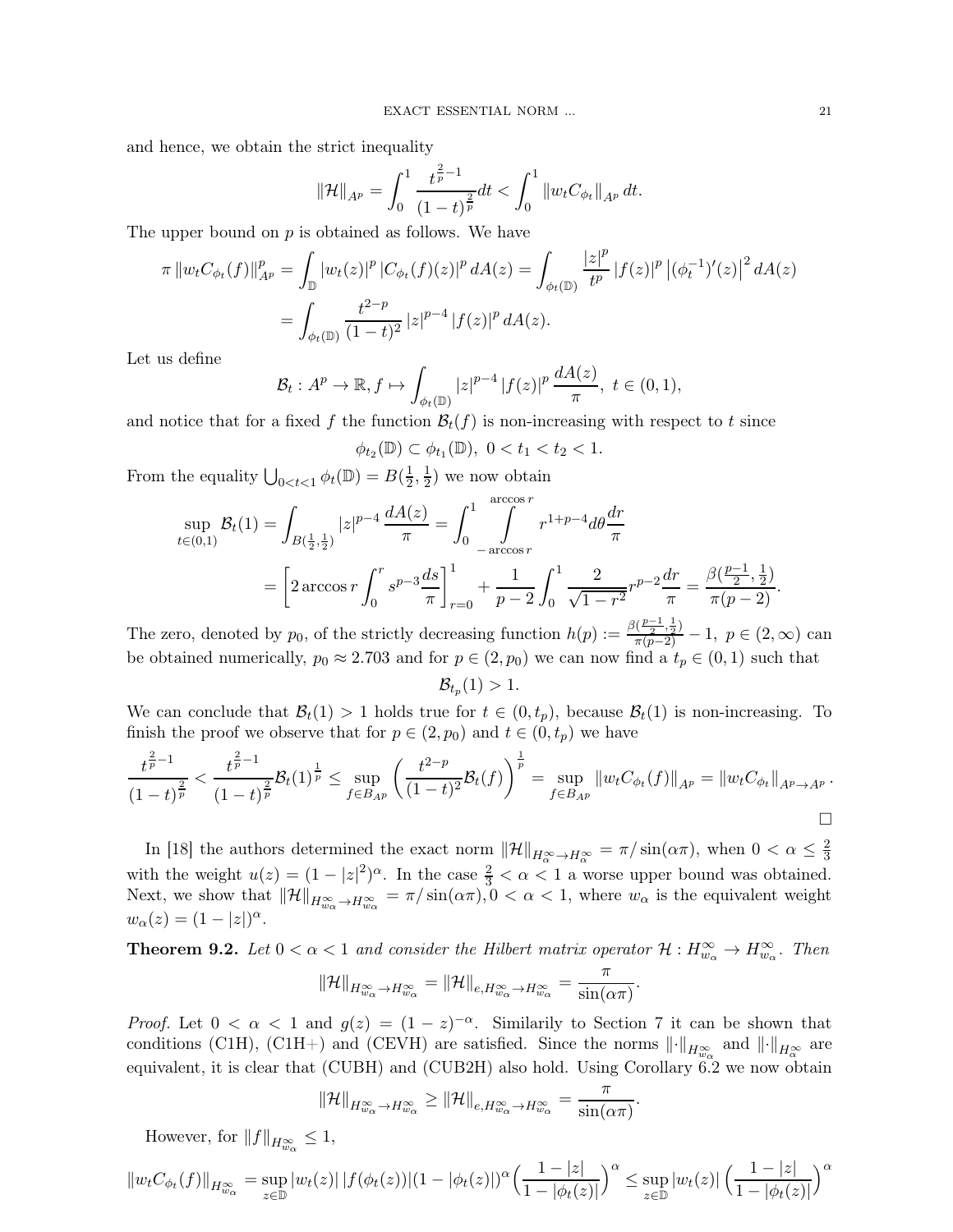and hence, we obtain the strict inequality

$$\|\mathcal{H}\|_{A^p} = \int_0^1 \frac{t^{\frac{2}{p}-1}}{(1-t)^{\frac{2}{p}}} dt < \int_0^1 \|w_t C_{\phi_t}\|_{A^p}\, dt.$$

The upper bound on $p$ is obtained as follows. We have

$$\begin{aligned}
\pi \|w_t C_{\phi_t}(f)\|_{A^p}^p &= \int_{\mathbb{D}} |w_t(z)|^p \,|C_{\phi_t}(f)(z)|^p \, dA(z) = \int_{\phi_t(\mathbb{D})} \frac{|z|^p}{t^p} |f(z)|^p \left|(\phi_t^{-1})'(z)\right|^2 dA(z) \\
&= \int_{\phi_t(\mathbb{D})} \frac{t^{2-p}}{(1-t)^2} |z|^{p-4} |f(z)|^p \, dA(z).
\end{aligned}$$

Let us define

$$\mathcal{B}_t : A^p \to \mathbb{R}, f \mapsto \int_{\phi_t(\mathbb{D})} |z|^{p-4} |f(z)|^p \frac{dA(z)}{\pi}, \; t \in (0,1),$$

and notice that for a fixed $f$ the function $\mathcal{B}_t(f)$ is non-increasing with respect to $t$ since

$$\phi_{t_2}(\mathbb{D}) \subset \phi_{t_1}(\mathbb{D}), \; 0 < t_1 < t_2 < 1.$$

From the equality $\bigcup_{0<t<1} \phi_t(\mathbb{D}) = B(\frac{1}{2}, \frac{1}{2})$ we now obtain

$$\begin{aligned}
\sup_{t\in(0,1)} \mathcal{B}_t(1) &= \int_{B(\frac{1}{2},\frac{1}{2})} |z|^{p-4} \frac{dA(z)}{\pi} = \int_0^1 \int_{-\arccos r}^{\arccos r} r^{1+p-4} d\theta \frac{dr}{\pi} \\
&= \left[2 \arccos r \int_0^r s^{p-3} \frac{ds}{\pi}\right]_{r=0}^1 + \frac{1}{p-2} \int_0^1 \frac{2}{\sqrt{1-r^2}} r^{p-2} \frac{dr}{\pi} = \frac{\beta(\frac{p-1}{2}, \frac{1}{2})}{\pi(p-2)}.
\end{aligned}$$

The zero, denoted by $p_0$, of the strictly decreasing function $h(p) := \frac{\beta(\frac{p-1}{2},\frac{1}{2})}{\pi(p-2)} - 1, \; p \in (2,\infty)$ can be obtained numerically, $p_0 \approx 2.703$ and for $p \in (2, p_0)$ we can now find a $t_p \in (0,1)$ such that

$$\mathcal{B}_{t_p}(1) > 1.$$

We can conclude that $\mathcal{B}_t(1) > 1$ holds true for $t \in (0, t_p)$, because $\mathcal{B}_t(1)$ is non-increasing. To finish the proof we observe that for $p \in (2, p_0)$ and $t \in (0, t_p)$ we have

$$\frac{t^{\frac{2}{p}-1}}{(1-t)^{\frac{2}{p}}} < \frac{t^{\frac{2}{p}-1}}{(1-t)^{\frac{2}{p}}} \mathcal{B}_t(1)^{\frac{1}{p}} \le \sup_{f\in B_{A^p}} \left(\frac{t^{2-p}}{(1-t)^2} \mathcal{B}_t(f)\right)^{\frac{1}{p}} = \sup_{f\in B_{A^p}} \|w_t C_{\phi_t}(f)\|_{A^p} = \|w_t C_{\phi_t}\|_{A^p \to A^p}.$$

$\square$

In [18] the authors determined the exact norm $\|\mathcal{H}\|_{H_\alpha^\infty \to H_\alpha^\infty} = \pi / \sin(\alpha\pi)$, when $0 < \alpha \le \frac{2}{3}$ with the weight $u(z) = (1-|z|^2)^\alpha$. In the case $\frac{2}{3} < \alpha < 1$ a worse upper bound was obtained. Next, we show that $\|\mathcal{H}\|_{H_{w_\alpha}^\infty \to H_{w_\alpha}^\infty} = \pi / \sin(\alpha\pi), 0 < \alpha < 1$, where $w_\alpha$ is the equivalent weight $w_\alpha(z) = (1-|z|)^\alpha$.

**Theorem 9.2.** *Let $0 < \alpha < 1$ and consider the Hilbert matrix operator $\mathcal{H} : H_{w_\alpha}^\infty \to H_{w_\alpha}^\infty$. Then*

$$\|\mathcal{H}\|_{H_{w_\alpha}^\infty \to H_{w_\alpha}^\infty} = \|\mathcal{H}\|_{e, H_{w_\alpha}^\infty \to H_{w_\alpha}^\infty} = \frac{\pi}{\sin(\alpha\pi)}.$$

*Proof.* Let $0 < \alpha < 1$ and $g(z) = (1-z)^{-\alpha}$. Similarily to Section 7 it can be shown that conditions (C1H), (C1H+) and (CEVH) are satisfied. Since the norms $\|\cdot\|_{H_{w_\alpha}^\infty}$ and $\|\cdot\|_{H_\alpha^\infty}$ are equivalent, it is clear that (CUBH) and (CUB2H) also hold. Using Corollary 6.2 we now obtain

$$\|\mathcal{H}\|_{H_{w_\alpha}^\infty \to H_{w_\alpha}^\infty} \ge \|\mathcal{H}\|_{e, H_{w_\alpha}^\infty \to H_{w_\alpha}^\infty} = \frac{\pi}{\sin(\alpha\pi)}.$$

However, for $\|f\|_{H_{w_\alpha}^\infty} \le 1$,

$$\|w_t C_{\phi_t}(f)\|_{H_{w_\alpha}^\infty} = \sup_{z\in\mathbb{D}} |w_t(z)| \, |f(\phi_t(z))| (1-|\phi_t(z)|)^\alpha \Big(\frac{1-|z|}{1-|\phi_t(z)|}\Big)^\alpha \le \sup_{z\in\mathbb{D}} |w_t(z)| \left(\frac{1-|z|}{1-|\phi_t(z)|}\right)^\alpha$$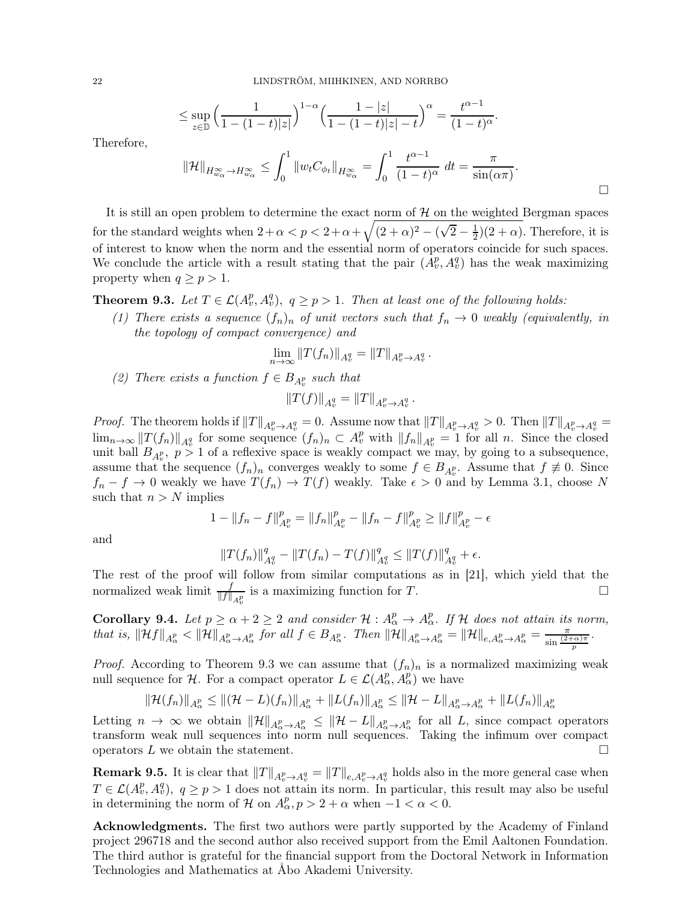$$\leq \sup_{z\in\mathbb{D}} \Big(\frac{1}{1-(1-t)|z|}\Big)^{1-\alpha} \Big(\frac{1-|z|}{1-(1-t)|z|-t}\Big)^{\alpha} = \frac{t^{\alpha-1}}{(1-t)^{\alpha}}.$$

Therefore,

$$\|\mathcal{H}\|_{H^\infty_{w_\alpha}\to H^\infty_{w_\alpha}} \leq \int_0^1 \|w_t C_{\phi_t}\|_{H^\infty_{w_\alpha}} = \int_0^1 \frac{t^{\alpha-1}}{(1-t)^{\alpha}}\, dt = \frac{\pi}{\sin(\alpha\pi)}.$$

□

It is still an open problem to determine the exact norm of $\mathcal{H}$ on the weighted Bergman spaces for the standard weights when $2+\alpha < p < 2+\alpha+\sqrt{(2+\alpha)^2 - (\sqrt{2}-\frac{1}{2})(2+\alpha)}$. Therefore, it is of interest to know when the norm and the essential norm of operators coincide for such spaces. We conclude the article with a result stating that the pair $(A^p_v, A^q_v)$ has the weak maximizing property when $q \geq p > 1$.

**Theorem 9.3.** *Let $T \in \mathcal{L}(A^p_v, A^q_v)$, $q \geq p > 1$. Then at least one of the following holds:*

*(1) There exists a sequence $(f_n)_n$ of unit vectors such that $f_n \to 0$ weakly (equivalently, in the topology of compact convergence) and*

$$\lim_{n\to\infty} \|T(f_n)\|_{A^q_v} = \|T\|_{A^p_v\to A^q_v}.$$

*(2) There exists a function $f \in B_{A^p_v}$ such that*

$$\|T(f)\|_{A^q_v} = \|T\|_{A^p_v\to A^q_v}.$$

*Proof.* The theorem holds if $\|T\|_{A^p_v\to A^q_v} = 0$. Assume now that $\|T\|_{A^p_v\to A^q_v} > 0$. Then $\|T\|_{A^p_v\to A^q_v} = \lim_{n\to\infty} \|T(f_n)\|_{A^q_v}$ for some sequence $(f_n)_n \subset A^p_v$ with $\|f_n\|_{A^p_v} = 1$ for all $n$. Since the closed unit ball $B_{A^p_v}$, $p > 1$ of a reflexive space is weakly compact we may, by going to a subsequence, assume that the sequence $(f_n)_n$ converges weakly to some $f \in B_{A^p_v}$. Assume that $f \not\equiv 0$. Since $f_n - f \to 0$ weakly we have $T(f_n) \to T(f)$ weakly. Take $\epsilon > 0$ and by Lemma 3.1, choose $N$ such that $n > N$ implies

$$1 - \|f_n - f\|^p_{A^p_v} = \|f_n\|^p_{A^p_v} - \|f_n - f\|^p_{A^p_v} \geq \|f\|^p_{A^p_v} - \epsilon$$

and

$$\|T(f_n)\|^q_{A^q_v} - \|T(f_n) - T(f)\|^q_{A^q_v} \leq \|T(f)\|^q_{A^q_v} + \epsilon.$$

The rest of the proof will follow from similar computations as in [21], which yield that the normalized weak limit $\frac{f}{\|f\|_{A^p_v}}$ is a maximizing function for $T$. □

**Corollary 9.4.** *Let $p \geq \alpha + 2 \geq 2$ and consider $\mathcal{H} : A^p_\alpha \to A^p_\alpha$. If $\mathcal{H}$ does not attain its norm, that is, $\|\mathcal{H}f\|_{A^p_\alpha} < \|\mathcal{H}\|_{A^p_\alpha\to A^p_\alpha}$ for all $f \in B_{A^p_\alpha}$. Then $\|\mathcal{H}\|_{A^p_\alpha\to A^p_\alpha} = \|\mathcal{H}\|_{e,A^p_\alpha\to A^p_\alpha} = \frac{\pi}{\sin\frac{(2+\alpha)\pi}{p}}$.*

*Proof.* According to Theorem 9.3 we can assume that $(f_n)_n$ is a normalized maximizing weak null sequence for $\mathcal{H}$. For a compact operator $L \in \mathcal{L}(A^p_\alpha, A^p_\alpha)$ we have

$$\|\mathcal{H}(f_n)\|_{A^p_\alpha} \leq \|(\mathcal{H} - L)(f_n)\|_{A^p_\alpha} + \|L(f_n)\|_{A^p_\alpha} \leq \|\mathcal{H} - L\|_{A^p_\alpha\to A^p_\alpha} + \|L(f_n)\|_{A^p_\alpha}$$

Letting $n \to \infty$ we obtain $\|\mathcal{H}\|_{A^p_\alpha\to A^p_\alpha} \leq \|\mathcal{H} - L\|_{A^p_\alpha\to A^p_\alpha}$ for all $L$, since compact operators transform weak null sequences into norm null sequences. Taking the infimum over compact operators $L$ we obtain the statement. □

**Remark 9.5.** It is clear that $\|T\|_{A^p_v\to A^q_v} = \|T\|_{e,A^p_v\to A^q_v}$ holds also in the more general case when $T \in \mathcal{L}(A^p_v, A^q_v)$, $q \geq p > 1$ does not attain its norm. In particular, this result may also be useful in determining the norm of $\mathcal{H}$ on $A^p_\alpha, p > 2 + \alpha$ when $-1 < \alpha < 0$.

**Acknowledgments.** The first two authors were partly supported by the Academy of Finland project 296718 and the second author also received support from the Emil Aaltonen Foundation. The third author is grateful for the financial support from the Doctoral Network in Information Technologies and Mathematics at Åbo Akademi University.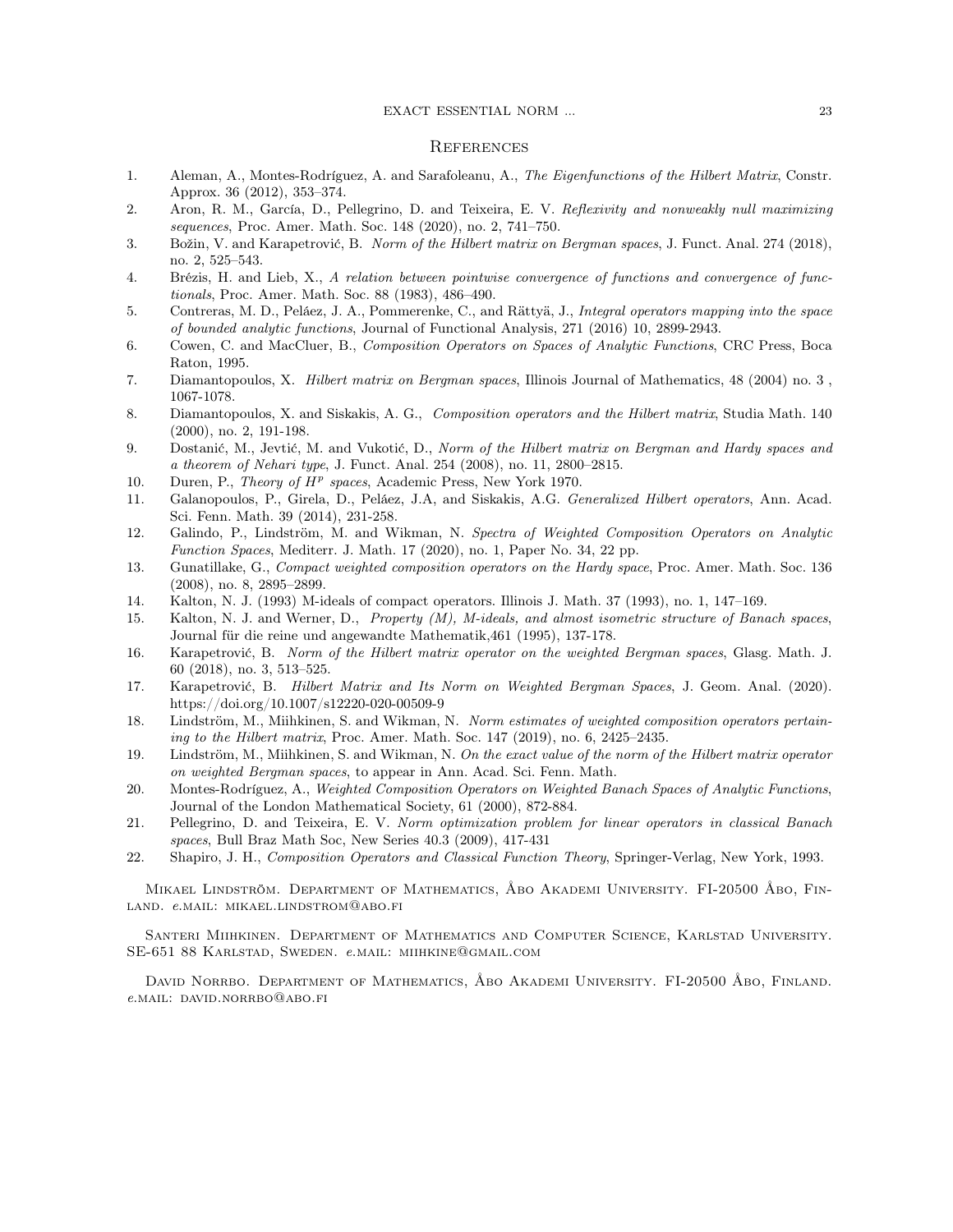## References

1. Aleman, A., Montes-Rodríguez, A. and Sarafoleanu, A., *The Eigenfunctions of the Hilbert Matrix*, Constr. Approx. 36 (2012), 353–374.
2. Aron, R. M., García, D., Pellegrino, D. and Teixeira, E. V. *Reflexivity and nonweakly null maximizing sequences*, Proc. Amer. Math. Soc. 148 (2020), no. 2, 741–750.
3. Božin, V. and Karapetrović, B. *Norm of the Hilbert matrix on Bergman spaces*, J. Funct. Anal. 274 (2018), no. 2, 525–543.
4. Brézis, H. and Lieb, X., *A relation between pointwise convergence of functions and convergence of functionals*, Proc. Amer. Math. Soc. 88 (1983), 486–490.
5. Contreras, M. D., Peláez, J. A., Pommerenke, C., and Rättyä, J., *Integral operators mapping into the space of bounded analytic functions*, Journal of Functional Analysis, 271 (2016) 10, 2899-2943.
6. Cowen, C. and MacCluer, B., *Composition Operators on Spaces of Analytic Functions*, CRC Press, Boca Raton, 1995.
7. Diamantopoulos, X. *Hilbert matrix on Bergman spaces*, Illinois Journal of Mathematics, 48 (2004) no. 3 , 1067-1078.
8. Diamantopoulos, X. and Siskakis, A. G., *Composition operators and the Hilbert matrix*, Studia Math. 140 (2000), no. 2, 191-198.
9. Dostanić, M., Jevtić, M. and Vukotić, D., *Norm of the Hilbert matrix on Bergman and Hardy spaces and a theorem of Nehari type*, J. Funct. Anal. 254 (2008), no. 11, 2800–2815.
10. Duren, P., *Theory of $H^p$ spaces*, Academic Press, New York 1970.
11. Galanopoulos, P., Girela, D., Peláez, J.A, and Siskakis, A.G. *Generalized Hilbert operators*, Ann. Acad. Sci. Fenn. Math. 39 (2014), 231-258.
12. Galindo, P., Lindström, M. and Wikman, N. *Spectra of Weighted Composition Operators on Analytic Function Spaces*, Mediterr. J. Math. 17 (2020), no. 1, Paper No. 34, 22 pp.
13. Gunatillake, G., *Compact weighted composition operators on the Hardy space*, Proc. Amer. Math. Soc. 136 (2008), no. 8, 2895–2899.
14. Kalton, N. J. (1993) M-ideals of compact operators. Illinois J. Math. 37 (1993), no. 1, 147–169.
15. Kalton, N. J. and Werner, D., *Property (M), M-ideals, and almost isometric structure of Banach spaces*, Journal für die reine und angewandte Mathematik,461 (1995), 137-178.
16. Karapetrović, B. *Norm of the Hilbert matrix operator on the weighted Bergman spaces*, Glasg. Math. J. 60 (2018), no. 3, 513–525.
17. Karapetrović, B. *Hilbert Matrix and Its Norm on Weighted Bergman Spaces*, J. Geom. Anal. (2020). https://doi.org/10.1007/s12220-020-00509-9
18. Lindström, M., Miihkinen, S. and Wikman, N. *Norm estimates of weighted composition operators pertaining to the Hilbert matrix*, Proc. Amer. Math. Soc. 147 (2019), no. 6, 2425–2435.
19. Lindström, M., Miihkinen, S. and Wikman, N. *On the exact value of the norm of the Hilbert matrix operator on weighted Bergman spaces*, to appear in Ann. Acad. Sci. Fenn. Math.
20. Montes-Rodríguez, A., *Weighted Composition Operators on Weighted Banach Spaces of Analytic Functions*, Journal of the London Mathematical Society, 61 (2000), 872-884.
21. Pellegrino, D. and Teixeira, E. V. *Norm optimization problem for linear operators in classical Banach spaces*, Bull Braz Math Soc, New Series 40.3 (2009), 417-431
22. Shapiro, J. H., *Composition Operators and Classical Function Theory*, Springer-Verlag, New York, 1993.

Mikael Lindström. Department of Mathematics, Åbo Akademi University. FI-20500 Åbo, Finland. *e.*mail: mikael.lindstrom@abo.fi

Santeri Miihkinen. Department of Mathematics and Computer Science, Karlstad University. SE-651 88 Karlstad, Sweden. *e.*mail: miihkine@gmail.com

David Norrbo. Department of Mathematics, Åbo Akademi University. FI-20500 Åbo, Finland. *e.*mail: david.norrbo@abo.fi